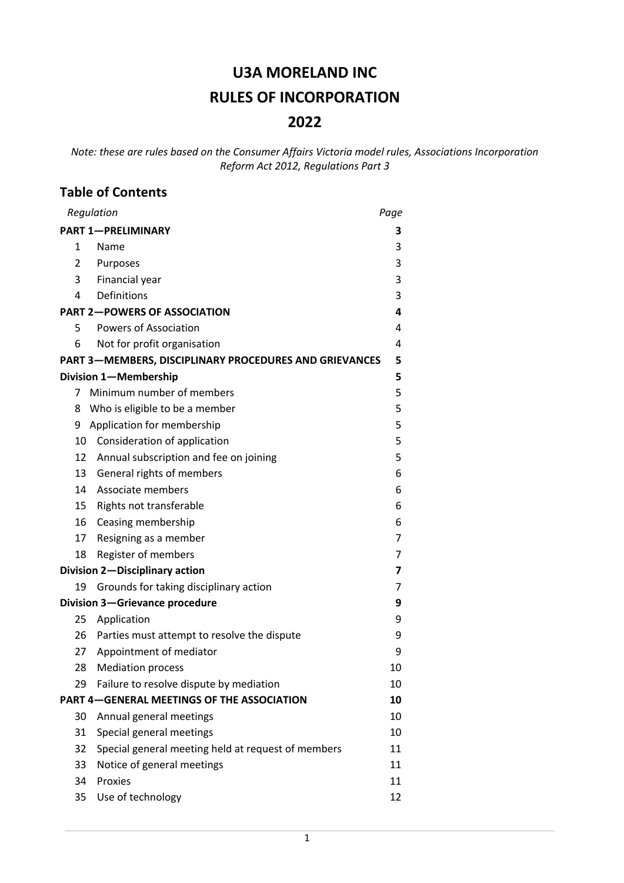# U3A MORELAND INC

# RULES OF INCORPORATION

# 2022

*Note: these are rules based on the Consumer Affairs Victoria model rules, Associations Incorporation Reform Act 2012, Regulations Part 3*

## Table of Contents

| *Regulation* | | *Page* |
|---|---|---|
| **PART 1—PRELIMINARY** | | **3** |
| 1 | Name | 3 |
| 2 | Purposes | 3 |
| 3 | Financial year | 3 |
| 4 | Definitions | 3 |
| **PART 2—POWERS OF ASSOCIATION** | | **4** |
| 5 | Powers of Association | 4 |
| 6 | Not for profit organisation | 4 |
| **PART 3—MEMBERS, DISCIPLINARY PROCEDURES AND GRIEVANCES** | | **5** |
| **Division 1—Membership** | | **5** |
| 7 | Minimum number of members | 5 |
| 8 | Who is eligible to be a member | 5 |
| 9 | Application for membership | 5 |
| 10 | Consideration of application | 5 |
| 12 | Annual subscription and fee on joining | 5 |
| 13 | General rights of members | 6 |
| 14 | Associate members | 6 |
| 15 | Rights not transferable | 6 |
| 16 | Ceasing membership | 6 |
| 17 | Resigning as a member | 7 |
| 18 | Register of members | 7 |
| **Division 2—Disciplinary action** | | **7** |
| 19 | Grounds for taking disciplinary action | 7 |
| **Division 3—Grievance procedure** | | **9** |
| 25 | Application | 9 |
| 26 | Parties must attempt to resolve the dispute | 9 |
| 27 | Appointment of mediator | 9 |
| 28 | Mediation process | 10 |
| 29 | Failure to resolve dispute by mediation | 10 |
| **PART 4—GENERAL MEETINGS OF THE ASSOCIATION** | | **10** |
| 30 | Annual general meetings | 10 |
| 31 | Special general meetings | 10 |
| 32 | Special general meeting held at request of members | 11 |
| 33 | Notice of general meetings | 11 |
| 34 | Proxies | 11 |
| 35 | Use of technology | 12 |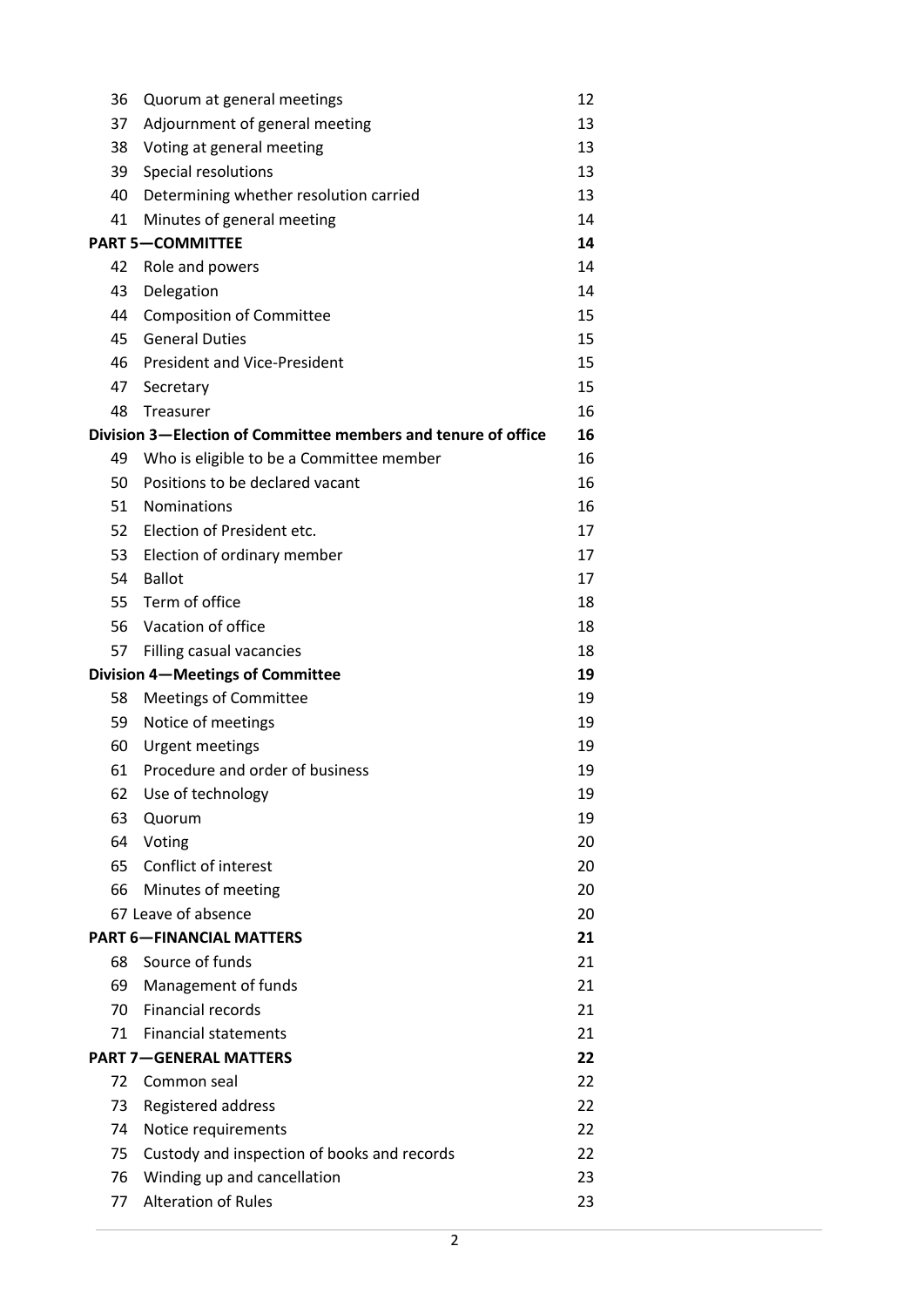| | | |
|---|---|---|
| 36 | Quorum at general meetings | 12 |
| 37 | Adjournment of general meeting | 13 |
| 38 | Voting at general meeting | 13 |
| 39 | Special resolutions | 13 |
| 40 | Determining whether resolution carried | 13 |
| 41 | Minutes of general meeting | 14 |
| **PART 5—COMMITTEE** | | **14** |
| 42 | Role and powers | 14 |
| 43 | Delegation | 14 |
| 44 | Composition of Committee | 15 |
| 45 | General Duties | 15 |
| 46 | President and Vice-President | 15 |
| 47 | Secretary | 15 |
| 48 | Treasurer | 16 |
| **Division 3—Election of Committee members and tenure of office** | | **16** |
| 49 | Who is eligible to be a Committee member | 16 |
| 50 | Positions to be declared vacant | 16 |
| 51 | Nominations | 16 |
| 52 | Election of President etc. | 17 |
| 53 | Election of ordinary member | 17 |
| 54 | Ballot | 17 |
| 55 | Term of office | 18 |
| 56 | Vacation of office | 18 |
| 57 | Filling casual vacancies | 18 |
| **Division 4—Meetings of Committee** | | **19** |
| 58 | Meetings of Committee | 19 |
| 59 | Notice of meetings | 19 |
| 60 | Urgent meetings | 19 |
| 61 | Procedure and order of business | 19 |
| 62 | Use of technology | 19 |
| 63 | Quorum | 19 |
| 64 | Voting | 20 |
| 65 | Conflict of interest | 20 |
| 66 | Minutes of meeting | 20 |
| 67 | Leave of absence | 20 |
| **PART 6—FINANCIAL MATTERS** | | **21** |
| 68 | Source of funds | 21 |
| 69 | Management of funds | 21 |
| 70 | Financial records | 21 |
| 71 | Financial statements | 21 |
| **PART 7—GENERAL MATTERS** | | **22** |
| 72 | Common seal | 22 |
| 73 | Registered address | 22 |
| 74 | Notice requirements | 22 |
| 75 | Custody and inspection of books and records | 22 |
| 76 | Winding up and cancellation | 23 |
| 77 | Alteration of Rules | 23 |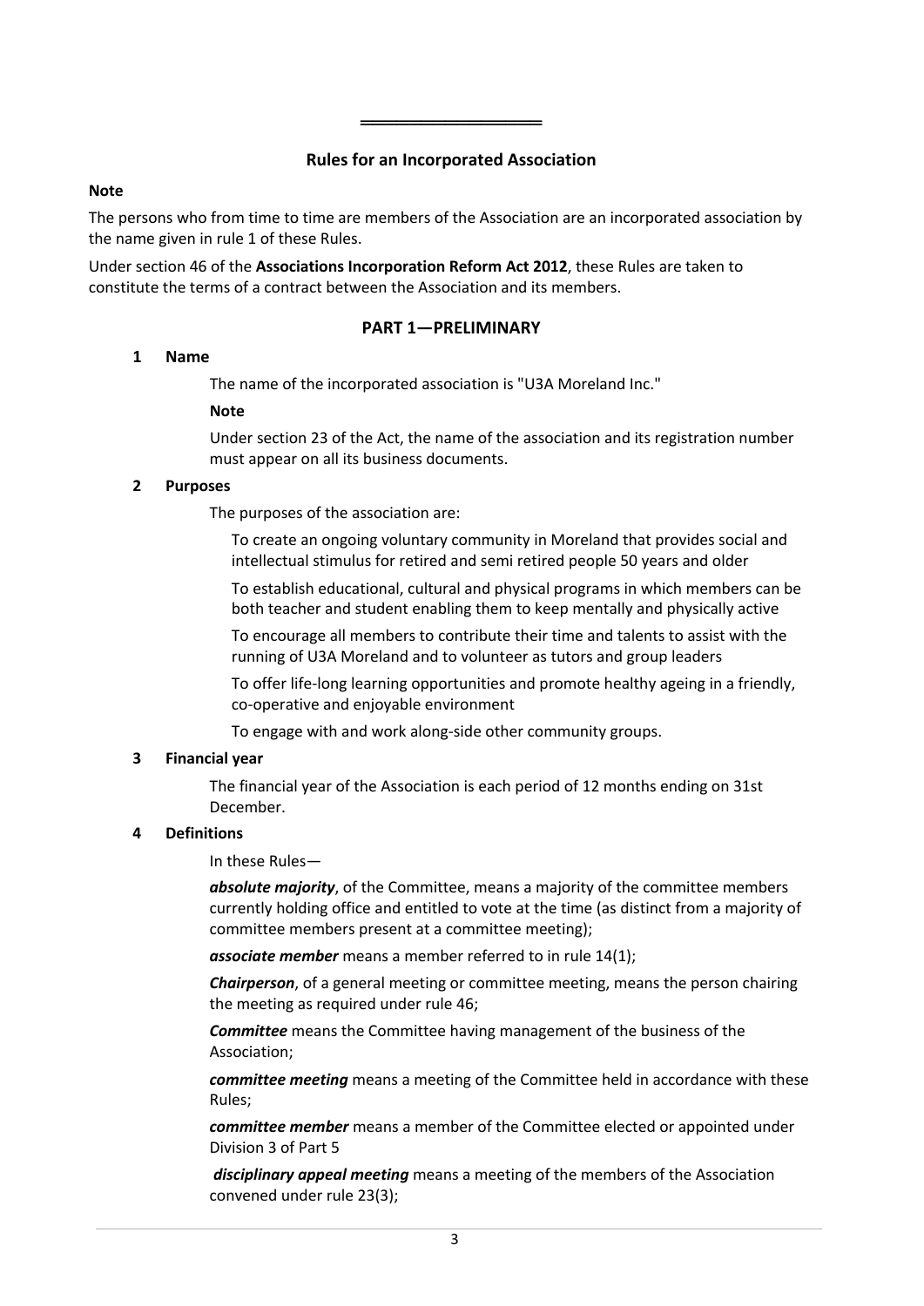## Rules for an Incorporated Association

**Note**

The persons who from time to time are members of the Association are an incorporated association by the name given in rule 1 of these Rules.

Under section 46 of the **Associations Incorporation Reform Act 2012**, these Rules are taken to constitute the terms of a contract between the Association and its members.

### PART 1—PRELIMINARY

**1 Name**

The name of the incorporated association is "U3A Moreland Inc."

**Note**

Under section 23 of the Act, the name of the association and its registration number must appear on all its business documents.

**2 Purposes**

The purposes of the association are:

To create an ongoing voluntary community in Moreland that provides social and intellectual stimulus for retired and semi retired people 50 years and older

To establish educational, cultural and physical programs in which members can be both teacher and student enabling them to keep mentally and physically active

To encourage all members to contribute their time and talents to assist with the running of U3A Moreland and to volunteer as tutors and group leaders

To offer life-long learning opportunities and promote healthy ageing in a friendly, co-operative and enjoyable environment

To engage with and work along-side other community groups.

**3 Financial year**

The financial year of the Association is each period of 12 months ending on 31st December.

**4 Definitions**

In these Rules—

***absolute majority***, of the Committee, means a majority of the committee members currently holding office and entitled to vote at the time (as distinct from a majority of committee members present at a committee meeting);

***associate member*** means a member referred to in rule 14(1);

***Chairperson***, of a general meeting or committee meeting, means the person chairing the meeting as required under rule 46;

***Committee*** means the Committee having management of the business of the Association;

***committee meeting*** means a meeting of the Committee held in accordance with these Rules;

***committee member*** means a member of the Committee elected or appointed under Division 3 of Part 5

***disciplinary appeal meeting*** means a meeting of the members of the Association convened under rule 23(3);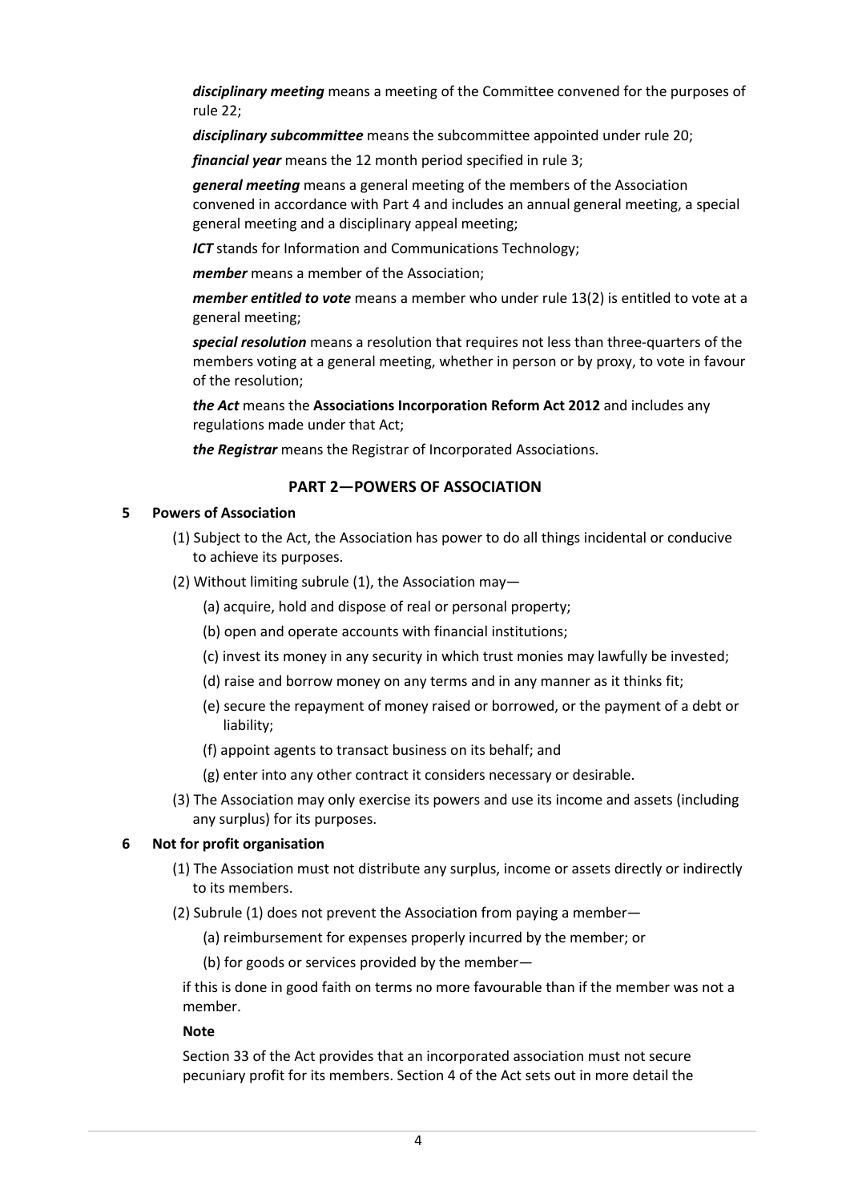***disciplinary meeting*** means a meeting of the Committee convened for the purposes of rule 22;

***disciplinary subcommittee*** means the subcommittee appointed under rule 20;

***financial year*** means the 12 month period specified in rule 3;

***general meeting*** means a general meeting of the members of the Association convened in accordance with Part 4 and includes an annual general meeting, a special general meeting and a disciplinary appeal meeting;

***ICT*** stands for Information and Communications Technology;

***member*** means a member of the Association;

***member entitled to vote*** means a member who under rule 13(2) is entitled to vote at a general meeting;

***special resolution*** means a resolution that requires not less than three-quarters of the members voting at a general meeting, whether in person or by proxy, to vote in favour of the resolution;

***the Act*** means the **Associations Incorporation Reform Act 2012** and includes any regulations made under that Act;

***the Registrar*** means the Registrar of Incorporated Associations.

## PART 2—POWERS OF ASSOCIATION

### 5 Powers of Association

(1) Subject to the Act, the Association has power to do all things incidental or conducive to achieve its purposes.

(2) Without limiting subrule (1), the Association may—

(a) acquire, hold and dispose of real or personal property;

(b) open and operate accounts with financial institutions;

(c) invest its money in any security in which trust monies may lawfully be invested;

(d) raise and borrow money on any terms and in any manner as it thinks fit;

(e) secure the repayment of money raised or borrowed, or the payment of a debt or liability;

(f) appoint agents to transact business on its behalf; and

(g) enter into any other contract it considers necessary or desirable.

(3) The Association may only exercise its powers and use its income and assets (including any surplus) for its purposes.

### 6 Not for profit organisation

(1) The Association must not distribute any surplus, income or assets directly or indirectly to its members.

(2) Subrule (1) does not prevent the Association from paying a member—

(a) reimbursement for expenses properly incurred by the member; or

(b) for goods or services provided by the member—

if this is done in good faith on terms no more favourable than if the member was not a member.

**Note**

Section 33 of the Act provides that an incorporated association must not secure pecuniary profit for its members. Section 4 of the Act sets out in more detail the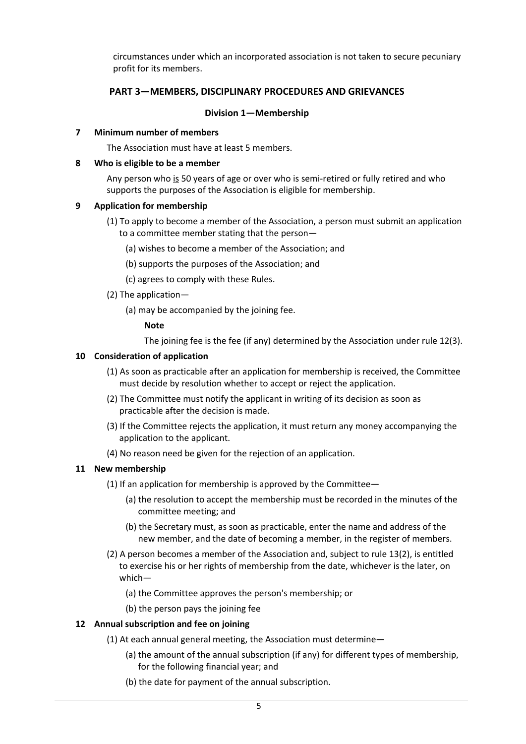circumstances under which an incorporated association is not taken to secure pecuniary profit for its members.

## PART 3—MEMBERS, DISCIPLINARY PROCEDURES AND GRIEVANCES

### Division 1—Membership

**7 Minimum number of members**

The Association must have at least 5 members.

**8 Who is eligible to be a member**

Any person who <u>is</u> 50 years of age or over who is semi-retired or fully retired and who supports the purposes of the Association is eligible for membership.

**9 Application for membership**

(1) To apply to become a member of the Association, a person must submit an application to a committee member stating that the person—

(a) wishes to become a member of the Association; and

(b) supports the purposes of the Association; and

(c) agrees to comply with these Rules.

(2) The application—

(a) may be accompanied by the joining fee.

**Note**

The joining fee is the fee (if any) determined by the Association under rule 12(3).

**10 Consideration of application**

(1) As soon as practicable after an application for membership is received, the Committee must decide by resolution whether to accept or reject the application.

(2) The Committee must notify the applicant in writing of its decision as soon as practicable after the decision is made.

(3) If the Committee rejects the application, it must return any money accompanying the application to the applicant.

(4) No reason need be given for the rejection of an application.

**11 New membership**

(1) If an application for membership is approved by the Committee—

(a) the resolution to accept the membership must be recorded in the minutes of the committee meeting; and

(b) the Secretary must, as soon as practicable, enter the name and address of the new member, and the date of becoming a member, in the register of members.

(2) A person becomes a member of the Association and, subject to rule 13(2), is entitled to exercise his or her rights of membership from the date, whichever is the later, on which—

(a) the Committee approves the person's membership; or

(b) the person pays the joining fee

**12 Annual subscription and fee on joining**

(1) At each annual general meeting, the Association must determine—

(a) the amount of the annual subscription (if any) for different types of membership, for the following financial year; and

(b) the date for payment of the annual subscription.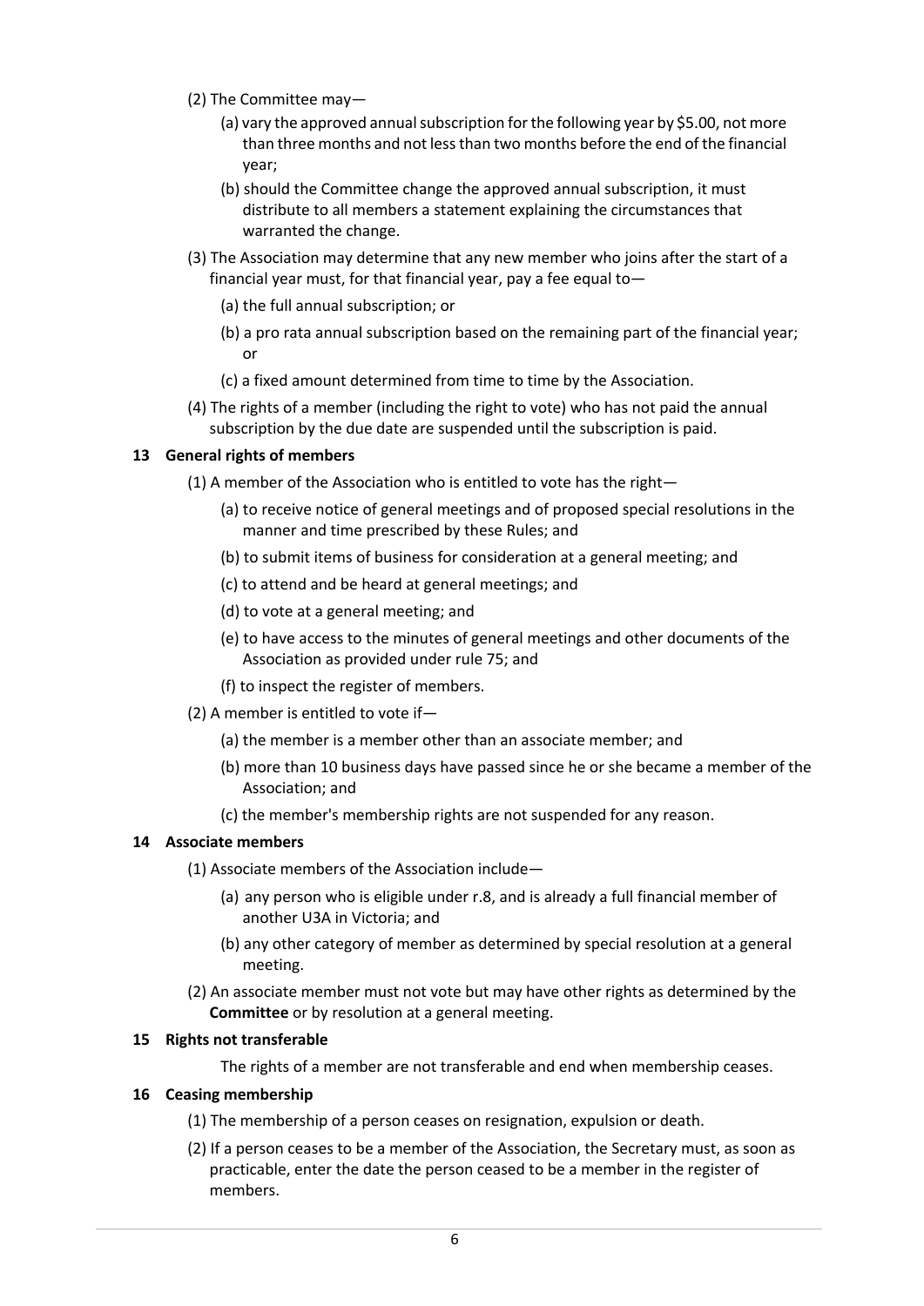(2) The Committee may—

(a) vary the approved annual subscription for the following year by $5.00, not more than three months and not less than two months before the end of the financial year;

(b) should the Committee change the approved annual subscription, it must distribute to all members a statement explaining the circumstances that warranted the change.

(3) The Association may determine that any new member who joins after the start of a financial year must, for that financial year, pay a fee equal to—

(a) the full annual subscription; or

(b) a pro rata annual subscription based on the remaining part of the financial year; or

(c) a fixed amount determined from time to time by the Association.

(4) The rights of a member (including the right to vote) who has not paid the annual subscription by the due date are suspended until the subscription is paid.

**13 General rights of members**

(1) A member of the Association who is entitled to vote has the right—

(a) to receive notice of general meetings and of proposed special resolutions in the manner and time prescribed by these Rules; and

(b) to submit items of business for consideration at a general meeting; and

(c) to attend and be heard at general meetings; and

(d) to vote at a general meeting; and

(e) to have access to the minutes of general meetings and other documents of the Association as provided under rule 75; and

(f) to inspect the register of members.

(2) A member is entitled to vote if—

(a) the member is a member other than an associate member; and

(b) more than 10 business days have passed since he or she became a member of the Association; and

(c) the member's membership rights are not suspended for any reason.

**14 Associate members**

(1) Associate members of the Association include—

(a) any person who is eligible under r.8, and is already a full financial member of another U3A in Victoria; and

(b) any other category of member as determined by special resolution at a general meeting.

(2) An associate member must not vote but may have other rights as determined by the **Committee** or by resolution at a general meeting.

**15 Rights not transferable**

The rights of a member are not transferable and end when membership ceases.

**16 Ceasing membership**

(1) The membership of a person ceases on resignation, expulsion or death.

(2) If a person ceases to be a member of the Association, the Secretary must, as soon as practicable, enter the date the person ceased to be a member in the register of members.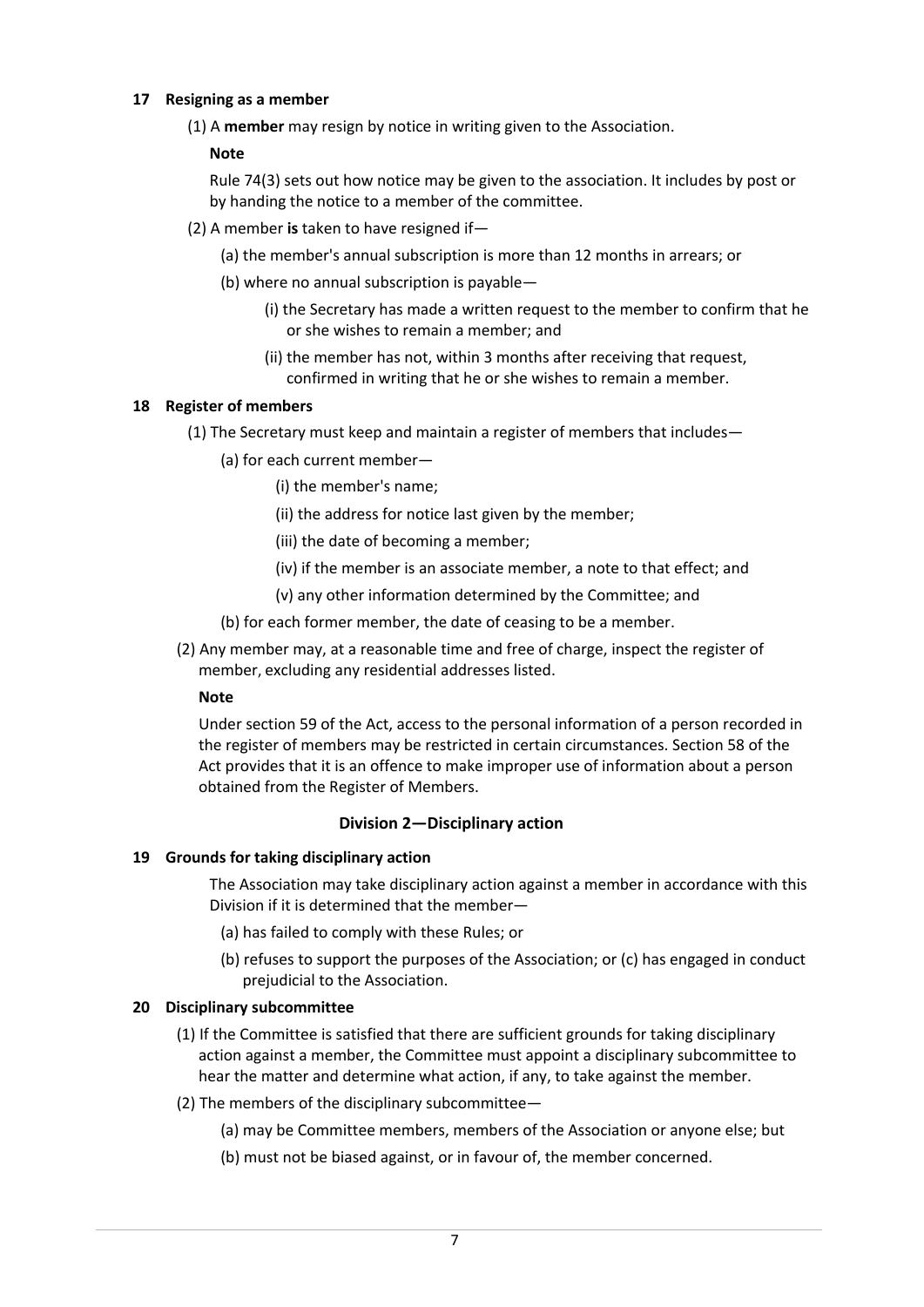**17 Resigning as a member**

(1) A **member** may resign by notice in writing given to the Association.

**Note**

Rule 74(3) sets out how notice may be given to the association. It includes by post or by handing the notice to a member of the committee.

(2) A member **is** taken to have resigned if—

(a) the member's annual subscription is more than 12 months in arrears; or

(b) where no annual subscription is payable—

(i) the Secretary has made a written request to the member to confirm that he or she wishes to remain a member; and

(ii) the member has not, within 3 months after receiving that request, confirmed in writing that he or she wishes to remain a member.

**18 Register of members**

(1) The Secretary must keep and maintain a register of members that includes—

(a) for each current member—

(i) the member's name;

(ii) the address for notice last given by the member;

(iii) the date of becoming a member;

(iv) if the member is an associate member, a note to that effect; and

(v) any other information determined by the Committee; and

(b) for each former member, the date of ceasing to be a member.

(2) Any member may, at a reasonable time and free of charge, inspect the register of member, excluding any residential addresses listed.

**Note**

Under section 59 of the Act, access to the personal information of a person recorded in the register of members may be restricted in certain circumstances. Section 58 of the Act provides that it is an offence to make improper use of information about a person obtained from the Register of Members.

**Division 2—Disciplinary action**

**19 Grounds for taking disciplinary action**

The Association may take disciplinary action against a member in accordance with this Division if it is determined that the member—

(a) has failed to comply with these Rules; or

(b) refuses to support the purposes of the Association; or (c) has engaged in conduct prejudicial to the Association.

**20 Disciplinary subcommittee**

(1) If the Committee is satisfied that there are sufficient grounds for taking disciplinary action against a member, the Committee must appoint a disciplinary subcommittee to hear the matter and determine what action, if any, to take against the member.

(2) The members of the disciplinary subcommittee—

(a) may be Committee members, members of the Association or anyone else; but

(b) must not be biased against, or in favour of, the member concerned.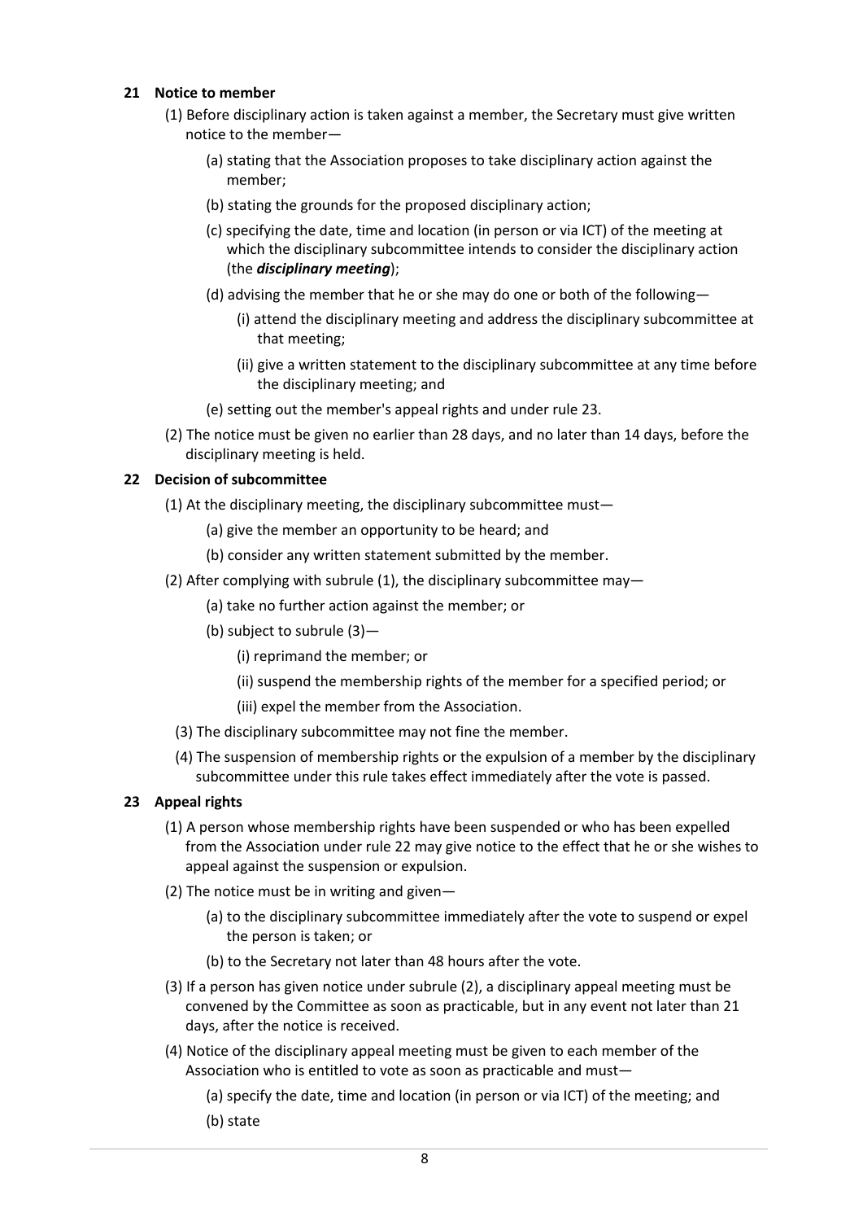## 21 Notice to member

(1) Before disciplinary action is taken against a member, the Secretary must give written notice to the member—

(a) stating that the Association proposes to take disciplinary action against the member;

(b) stating the grounds for the proposed disciplinary action;

(c) specifying the date, time and location (in person or via ICT) of the meeting at which the disciplinary subcommittee intends to consider the disciplinary action (the ***disciplinary meeting***);

(d) advising the member that he or she may do one or both of the following—

(i) attend the disciplinary meeting and address the disciplinary subcommittee at that meeting;

(ii) give a written statement to the disciplinary subcommittee at any time before the disciplinary meeting; and

(e) setting out the member's appeal rights and under rule 23.

(2) The notice must be given no earlier than 28 days, and no later than 14 days, before the disciplinary meeting is held.

## 22 Decision of subcommittee

(1) At the disciplinary meeting, the disciplinary subcommittee must—

(a) give the member an opportunity to be heard; and

(b) consider any written statement submitted by the member.

(2) After complying with subrule (1), the disciplinary subcommittee may—

(a) take no further action against the member; or

(b) subject to subrule (3)—

(i) reprimand the member; or

(ii) suspend the membership rights of the member for a specified period; or

(iii) expel the member from the Association.

(3) The disciplinary subcommittee may not fine the member.

(4) The suspension of membership rights or the expulsion of a member by the disciplinary subcommittee under this rule takes effect immediately after the vote is passed.

## 23 Appeal rights

(1) A person whose membership rights have been suspended or who has been expelled from the Association under rule 22 may give notice to the effect that he or she wishes to appeal against the suspension or expulsion.

(2) The notice must be in writing and given—

(a) to the disciplinary subcommittee immediately after the vote to suspend or expel the person is taken; or

(b) to the Secretary not later than 48 hours after the vote.

(3) If a person has given notice under subrule (2), a disciplinary appeal meeting must be convened by the Committee as soon as practicable, but in any event not later than 21 days, after the notice is received.

(4) Notice of the disciplinary appeal meeting must be given to each member of the Association who is entitled to vote as soon as practicable and must—

(a) specify the date, time and location (in person or via ICT) of the meeting; and

(b) state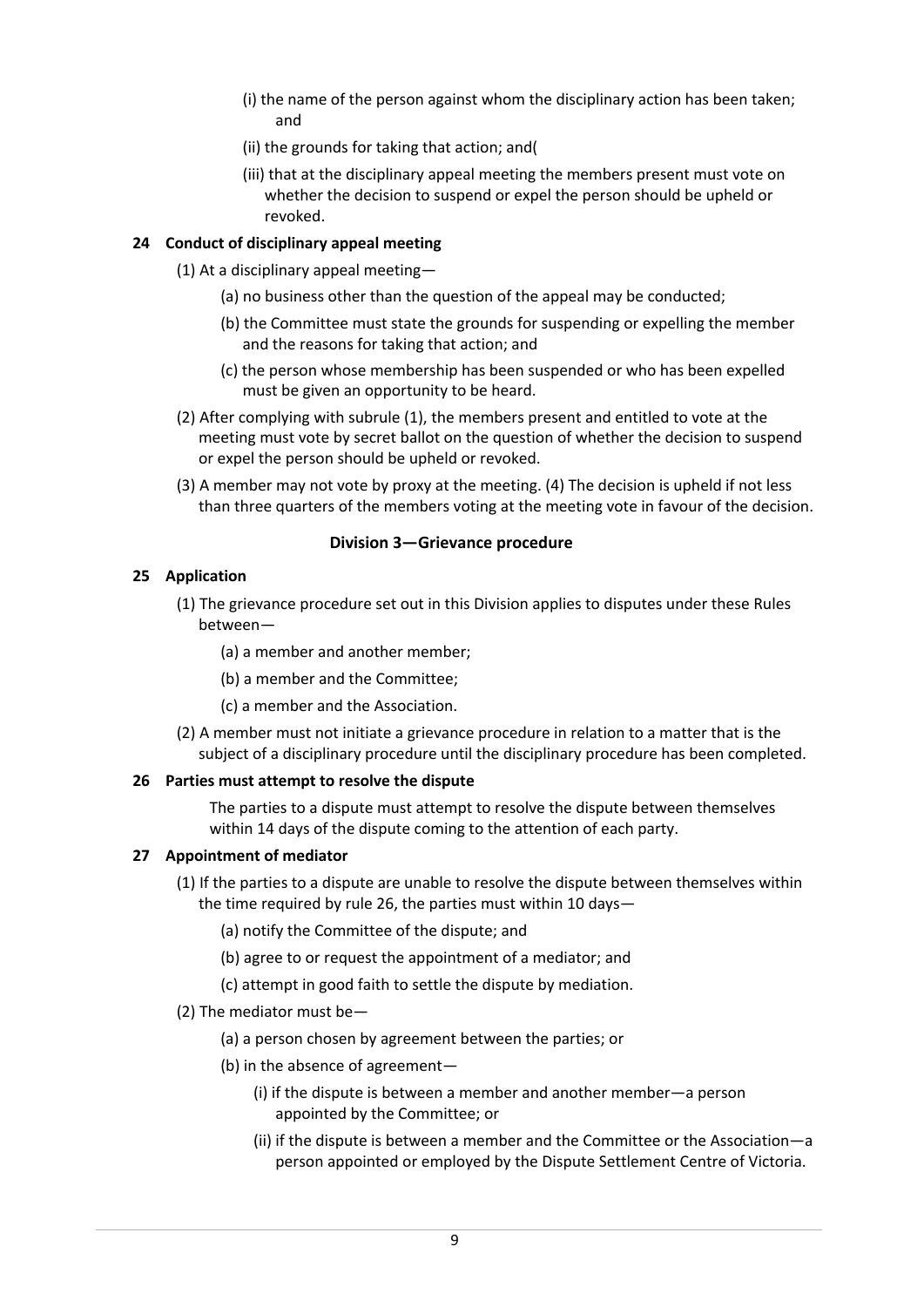(i) the name of the person against whom the disciplinary action has been taken; and

(ii) the grounds for taking that action; and(

(iii) that at the disciplinary appeal meeting the members present must vote on whether the decision to suspend or expel the person should be upheld or revoked.

**24 Conduct of disciplinary appeal meeting**

(1) At a disciplinary appeal meeting—

(a) no business other than the question of the appeal may be conducted;

(b) the Committee must state the grounds for suspending or expelling the member and the reasons for taking that action; and

(c) the person whose membership has been suspended or who has been expelled must be given an opportunity to be heard.

(2) After complying with subrule (1), the members present and entitled to vote at the meeting must vote by secret ballot on the question of whether the decision to suspend or expel the person should be upheld or revoked.

(3) A member may not vote by proxy at the meeting. (4) The decision is upheld if not less than three quarters of the members voting at the meeting vote in favour of the decision.

### Division 3—Grievance procedure

**25 Application**

(1) The grievance procedure set out in this Division applies to disputes under these Rules between—

(a) a member and another member;

(b) a member and the Committee;

(c) a member and the Association.

(2) A member must not initiate a grievance procedure in relation to a matter that is the subject of a disciplinary procedure until the disciplinary procedure has been completed.

**26 Parties must attempt to resolve the dispute**

The parties to a dispute must attempt to resolve the dispute between themselves within 14 days of the dispute coming to the attention of each party.

**27 Appointment of mediator**

(1) If the parties to a dispute are unable to resolve the dispute between themselves within the time required by rule 26, the parties must within 10 days—

(a) notify the Committee of the dispute; and

(b) agree to or request the appointment of a mediator; and

(c) attempt in good faith to settle the dispute by mediation.

(2) The mediator must be—

(a) a person chosen by agreement between the parties; or

(b) in the absence of agreement—

(i) if the dispute is between a member and another member—a person appointed by the Committee; or

(ii) if the dispute is between a member and the Committee or the Association—a person appointed or employed by the Dispute Settlement Centre of Victoria.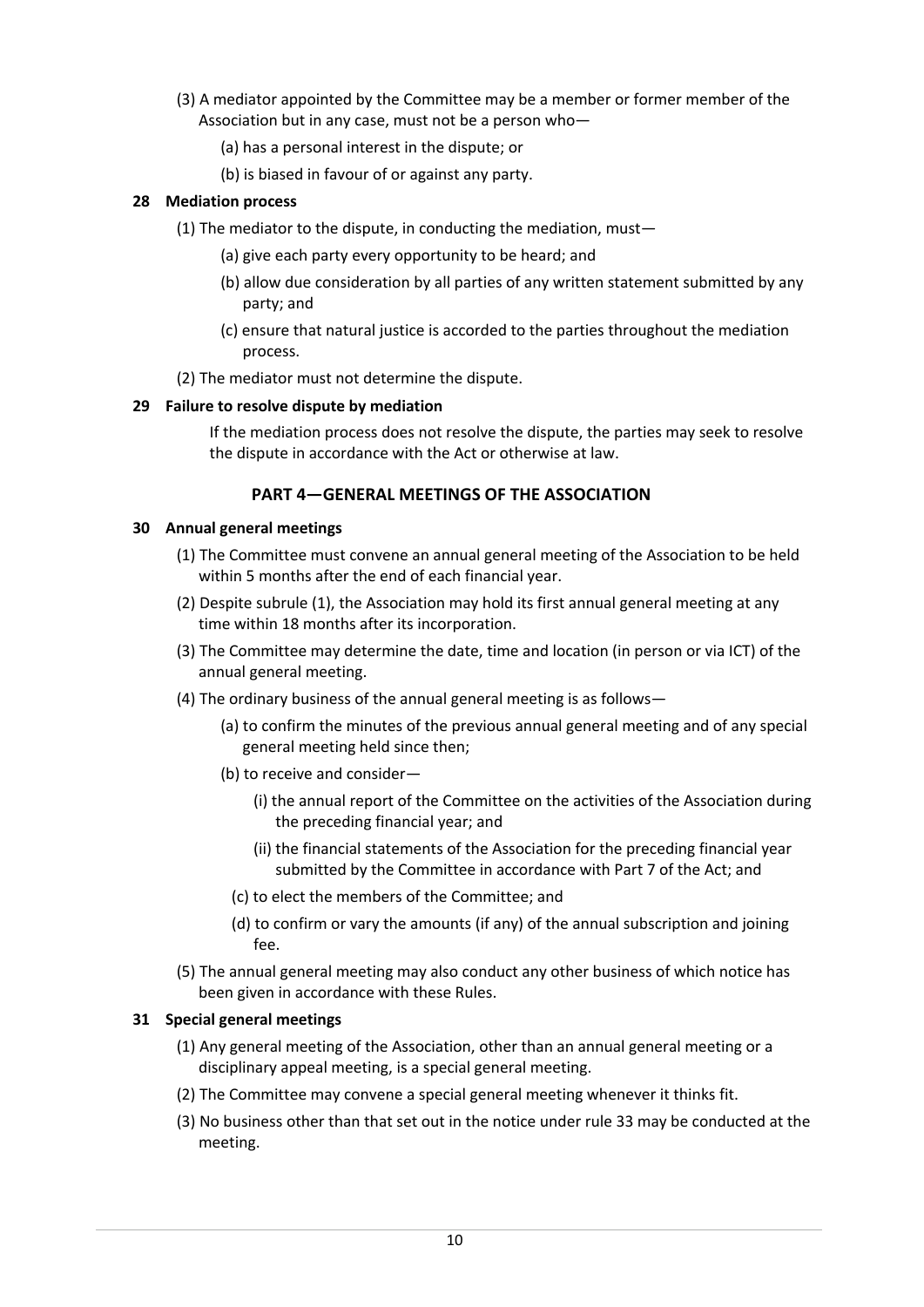(3) A mediator appointed by the Committee may be a member or former member of the Association but in any case, must not be a person who—

(a) has a personal interest in the dispute; or

(b) is biased in favour of or against any party.

**28 Mediation process**

(1) The mediator to the dispute, in conducting the mediation, must—

(a) give each party every opportunity to be heard; and

(b) allow due consideration by all parties of any written statement submitted by any party; and

(c) ensure that natural justice is accorded to the parties throughout the mediation process.

(2) The mediator must not determine the dispute.

**29 Failure to resolve dispute by mediation**

If the mediation process does not resolve the dispute, the parties may seek to resolve the dispute in accordance with the Act or otherwise at law.

## PART 4—GENERAL MEETINGS OF THE ASSOCIATION

**30 Annual general meetings**

(1) The Committee must convene an annual general meeting of the Association to be held within 5 months after the end of each financial year.

(2) Despite subrule (1), the Association may hold its first annual general meeting at any time within 18 months after its incorporation.

(3) The Committee may determine the date, time and location (in person or via ICT) of the annual general meeting.

(4) The ordinary business of the annual general meeting is as follows—

(a) to confirm the minutes of the previous annual general meeting and of any special general meeting held since then;

(b) to receive and consider—

(i) the annual report of the Committee on the activities of the Association during the preceding financial year; and

(ii) the financial statements of the Association for the preceding financial year submitted by the Committee in accordance with Part 7 of the Act; and

(c) to elect the members of the Committee; and

(d) to confirm or vary the amounts (if any) of the annual subscription and joining fee.

(5) The annual general meeting may also conduct any other business of which notice has been given in accordance with these Rules.

**31 Special general meetings**

(1) Any general meeting of the Association, other than an annual general meeting or a disciplinary appeal meeting, is a special general meeting.

(2) The Committee may convene a special general meeting whenever it thinks fit.

(3) No business other than that set out in the notice under rule 33 may be conducted at the meeting.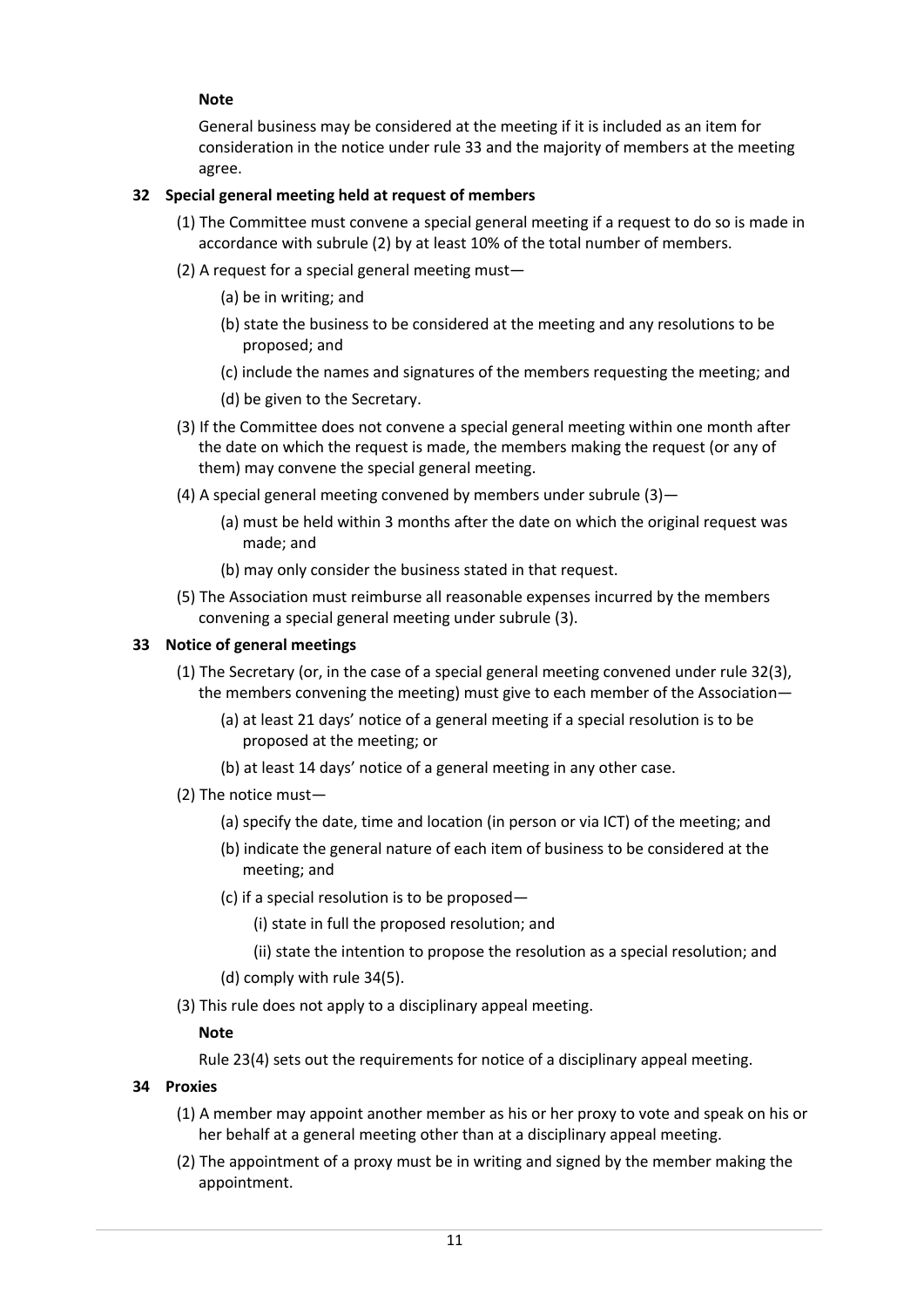**Note**

General business may be considered at the meeting if it is included as an item for consideration in the notice under rule 33 and the majority of members at the meeting agree.

### 32 Special general meeting held at request of members

(1) The Committee must convene a special general meeting if a request to do so is made in accordance with subrule (2) by at least 10% of the total number of members.

(2) A request for a special general meeting must—

(a) be in writing; and

(b) state the business to be considered at the meeting and any resolutions to be proposed; and

(c) include the names and signatures of the members requesting the meeting; and

(d) be given to the Secretary.

(3) If the Committee does not convene a special general meeting within one month after the date on which the request is made, the members making the request (or any of them) may convene the special general meeting.

(4) A special general meeting convened by members under subrule (3)—

(a) must be held within 3 months after the date on which the original request was made; and

(b) may only consider the business stated in that request.

(5) The Association must reimburse all reasonable expenses incurred by the members convening a special general meeting under subrule (3).

### 33 Notice of general meetings

(1) The Secretary (or, in the case of a special general meeting convened under rule 32(3), the members convening the meeting) must give to each member of the Association—

(a) at least 21 days' notice of a general meeting if a special resolution is to be proposed at the meeting; or

(b) at least 14 days' notice of a general meeting in any other case.

(2) The notice must—

(a) specify the date, time and location (in person or via ICT) of the meeting; and

(b) indicate the general nature of each item of business to be considered at the meeting; and

(c) if a special resolution is to be proposed—

(i) state in full the proposed resolution; and

(ii) state the intention to propose the resolution as a special resolution; and

(d) comply with rule 34(5).

(3) This rule does not apply to a disciplinary appeal meeting.

**Note**

Rule 23(4) sets out the requirements for notice of a disciplinary appeal meeting.

### 34 Proxies

(1) A member may appoint another member as his or her proxy to vote and speak on his or her behalf at a general meeting other than at a disciplinary appeal meeting.

(2) The appointment of a proxy must be in writing and signed by the member making the appointment.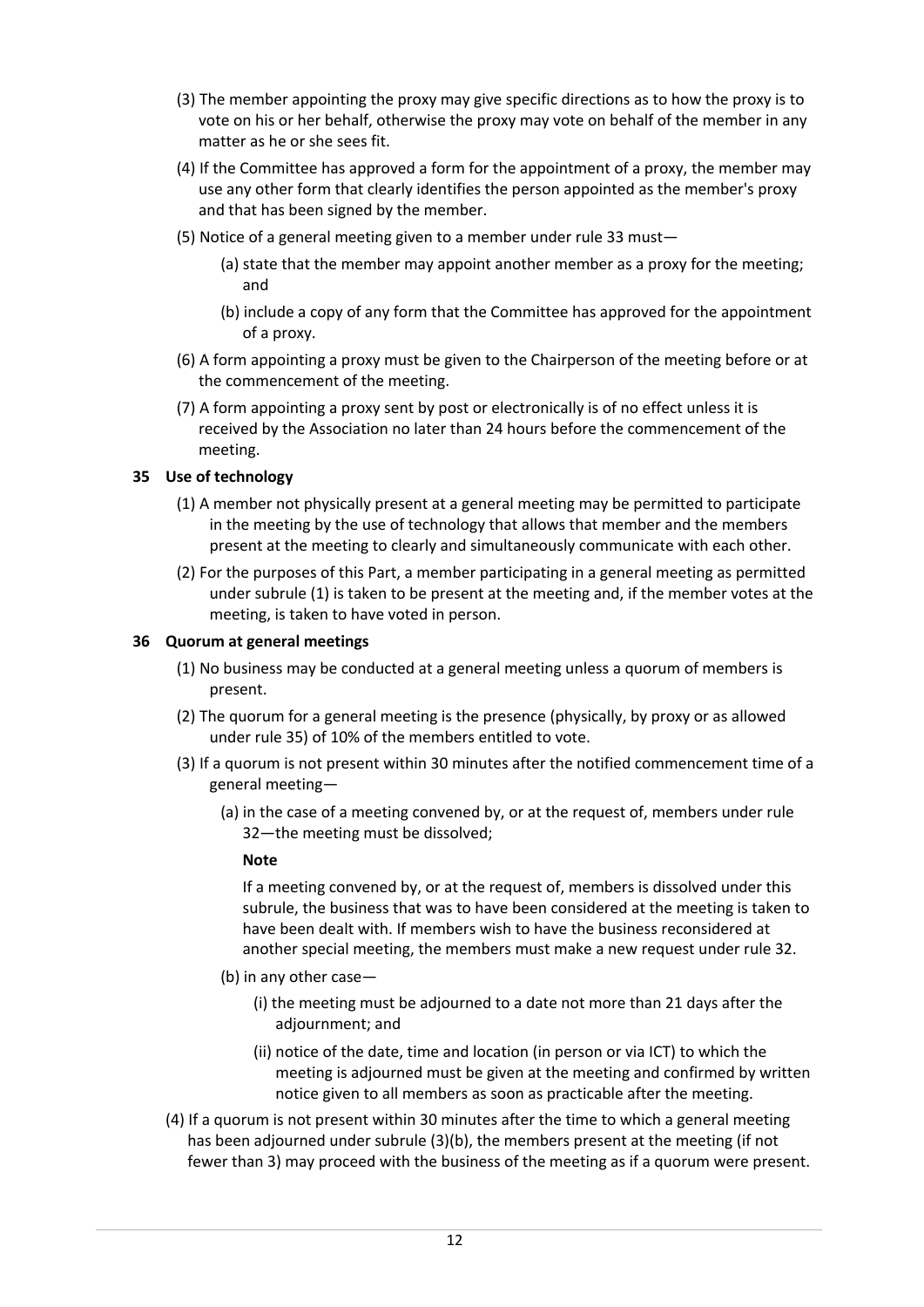(3) The member appointing the proxy may give specific directions as to how the proxy is to vote on his or her behalf, otherwise the proxy may vote on behalf of the member in any matter as he or she sees fit.

(4) If the Committee has approved a form for the appointment of a proxy, the member may use any other form that clearly identifies the person appointed as the member's proxy and that has been signed by the member.

(5) Notice of a general meeting given to a member under rule 33 must—

(a) state that the member may appoint another member as a proxy for the meeting; and

(b) include a copy of any form that the Committee has approved for the appointment of a proxy.

(6) A form appointing a proxy must be given to the Chairperson of the meeting before or at the commencement of the meeting.

(7) A form appointing a proxy sent by post or electronically is of no effect unless it is received by the Association no later than 24 hours before the commencement of the meeting.

### 35 Use of technology

(1) A member not physically present at a general meeting may be permitted to participate in the meeting by the use of technology that allows that member and the members present at the meeting to clearly and simultaneously communicate with each other.

(2) For the purposes of this Part, a member participating in a general meeting as permitted under subrule (1) is taken to be present at the meeting and, if the member votes at the meeting, is taken to have voted in person.

### 36 Quorum at general meetings

(1) No business may be conducted at a general meeting unless a quorum of members is present.

(2) The quorum for a general meeting is the presence (physically, by proxy or as allowed under rule 35) of 10% of the members entitled to vote.

(3) If a quorum is not present within 30 minutes after the notified commencement time of a general meeting—

(a) in the case of a meeting convened by, or at the request of, members under rule 32—the meeting must be dissolved;

**Note**

If a meeting convened by, or at the request of, members is dissolved under this subrule, the business that was to have been considered at the meeting is taken to have been dealt with. If members wish to have the business reconsidered at another special meeting, the members must make a new request under rule 32.

(b) in any other case—

(i) the meeting must be adjourned to a date not more than 21 days after the adjournment; and

(ii) notice of the date, time and location (in person or via ICT) to which the meeting is adjourned must be given at the meeting and confirmed by written notice given to all members as soon as practicable after the meeting.

(4) If a quorum is not present within 30 minutes after the time to which a general meeting has been adjourned under subrule (3)(b), the members present at the meeting (if not fewer than 3) may proceed with the business of the meeting as if a quorum were present.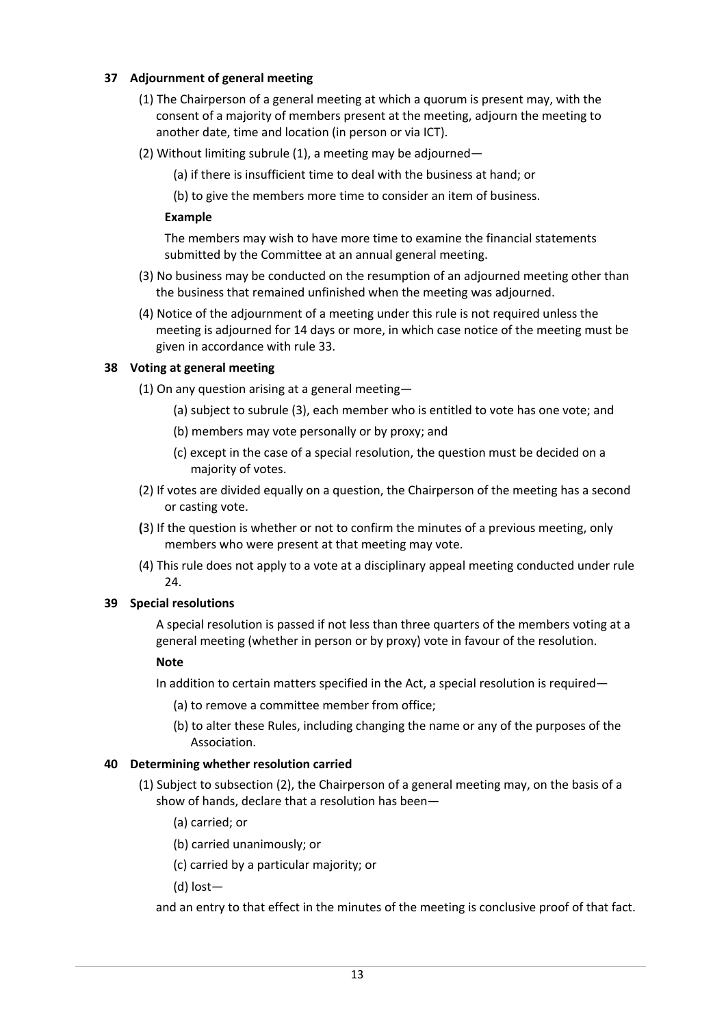### 37 Adjournment of general meeting

(1) The Chairperson of a general meeting at which a quorum is present may, with the consent of a majority of members present at the meeting, adjourn the meeting to another date, time and location (in person or via ICT).

(2) Without limiting subrule (1), a meeting may be adjourned—

(a) if there is insufficient time to deal with the business at hand; or

(b) to give the members more time to consider an item of business.

**Example**

The members may wish to have more time to examine the financial statements submitted by the Committee at an annual general meeting.

(3) No business may be conducted on the resumption of an adjourned meeting other than the business that remained unfinished when the meeting was adjourned.

(4) Notice of the adjournment of a meeting under this rule is not required unless the meeting is adjourned for 14 days or more, in which case notice of the meeting must be given in accordance with rule 33.

### 38 Voting at general meeting

(1) On any question arising at a general meeting—

(a) subject to subrule (3), each member who is entitled to vote has one vote; and

(b) members may vote personally or by proxy; and

(c) except in the case of a special resolution, the question must be decided on a majority of votes.

(2) If votes are divided equally on a question, the Chairperson of the meeting has a second or casting vote.

(3) If the question is whether or not to confirm the minutes of a previous meeting, only members who were present at that meeting may vote.

(4) This rule does not apply to a vote at a disciplinary appeal meeting conducted under rule 24.

### 39 Special resolutions

A special resolution is passed if not less than three quarters of the members voting at a general meeting (whether in person or by proxy) vote in favour of the resolution.

**Note**

In addition to certain matters specified in the Act, a special resolution is required—

(a) to remove a committee member from office;

(b) to alter these Rules, including changing the name or any of the purposes of the Association.

### 40 Determining whether resolution carried

(1) Subject to subsection (2), the Chairperson of a general meeting may, on the basis of a show of hands, declare that a resolution has been—

(a) carried; or

(b) carried unanimously; or

(c) carried by a particular majority; or

(d) lost—

and an entry to that effect in the minutes of the meeting is conclusive proof of that fact.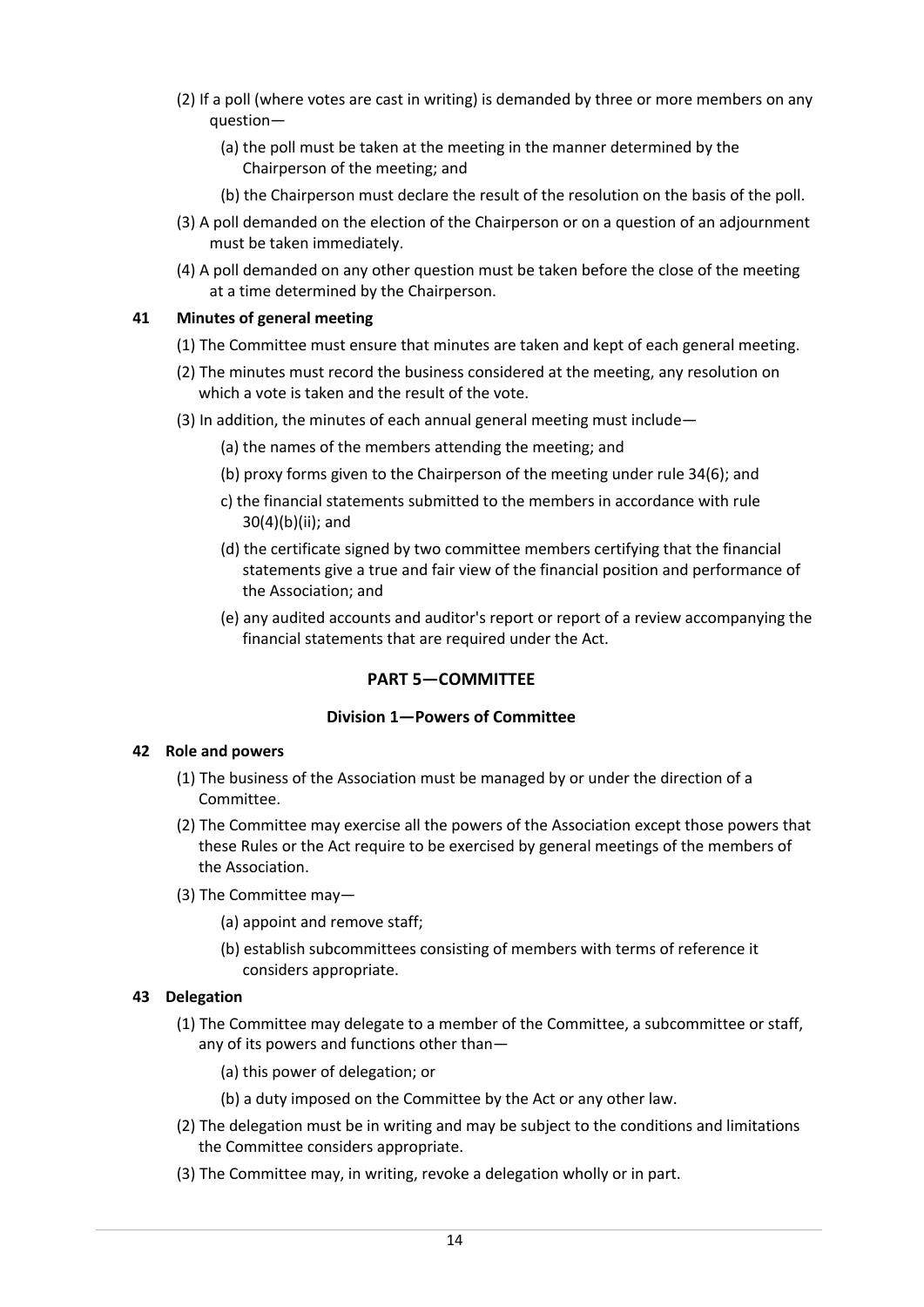(2) If a poll (where votes are cast in writing) is demanded by three or more members on any question—

(a) the poll must be taken at the meeting in the manner determined by the Chairperson of the meeting; and

(b) the Chairperson must declare the result of the resolution on the basis of the poll.

(3) A poll demanded on the election of the Chairperson or on a question of an adjournment must be taken immediately.

(4) A poll demanded on any other question must be taken before the close of the meeting at a time determined by the Chairperson.

**41 Minutes of general meeting**

(1) The Committee must ensure that minutes are taken and kept of each general meeting.

(2) The minutes must record the business considered at the meeting, any resolution on which a vote is taken and the result of the vote.

(3) In addition, the minutes of each annual general meeting must include—

(a) the names of the members attending the meeting; and

(b) proxy forms given to the Chairperson of the meeting under rule 34(6); and

c) the financial statements submitted to the members in accordance with rule 30(4)(b)(ii); and

(d) the certificate signed by two committee members certifying that the financial statements give a true and fair view of the financial position and performance of the Association; and

(e) any audited accounts and auditor's report or report of a review accompanying the financial statements that are required under the Act.

## PART 5—COMMITTEE

### Division 1—Powers of Committee

**42 Role and powers**

(1) The business of the Association must be managed by or under the direction of a Committee.

(2) The Committee may exercise all the powers of the Association except those powers that these Rules or the Act require to be exercised by general meetings of the members of the Association.

(3) The Committee may—

(a) appoint and remove staff;

(b) establish subcommittees consisting of members with terms of reference it considers appropriate.

**43 Delegation**

(1) The Committee may delegate to a member of the Committee, a subcommittee or staff, any of its powers and functions other than—

(a) this power of delegation; or

(b) a duty imposed on the Committee by the Act or any other law.

(2) The delegation must be in writing and may be subject to the conditions and limitations the Committee considers appropriate.

(3) The Committee may, in writing, revoke a delegation wholly or in part.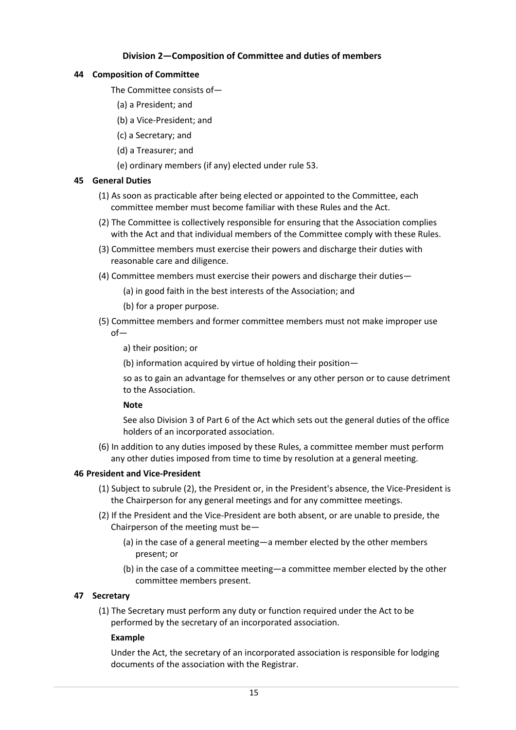## Division 2—Composition of Committee and duties of members

### 44 Composition of Committee

The Committee consists of—

(a) a President; and

(b) a Vice-President; and

(c) a Secretary; and

(d) a Treasurer; and

(e) ordinary members (if any) elected under rule 53.

### 45 General Duties

(1) As soon as practicable after being elected or appointed to the Committee, each committee member must become familiar with these Rules and the Act.

(2) The Committee is collectively responsible for ensuring that the Association complies with the Act and that individual members of the Committee comply with these Rules.

(3) Committee members must exercise their powers and discharge their duties with reasonable care and diligence.

(4) Committee members must exercise their powers and discharge their duties—

(a) in good faith in the best interests of the Association; and

(b) for a proper purpose.

(5) Committee members and former committee members must not make improper use of—

a) their position; or

(b) information acquired by virtue of holding their position—

so as to gain an advantage for themselves or any other person or to cause detriment to the Association.

**Note**

See also Division 3 of Part 6 of the Act which sets out the general duties of the office holders of an incorporated association.

(6) In addition to any duties imposed by these Rules, a committee member must perform any other duties imposed from time to time by resolution at a general meeting.

### 46 President and Vice-President

(1) Subject to subrule (2), the President or, in the President's absence, the Vice-President is the Chairperson for any general meetings and for any committee meetings.

(2) If the President and the Vice-President are both absent, or are unable to preside, the Chairperson of the meeting must be—

(a) in the case of a general meeting—a member elected by the other members present; or

(b) in the case of a committee meeting—a committee member elected by the other committee members present.

### 47 Secretary

(1) The Secretary must perform any duty or function required under the Act to be performed by the secretary of an incorporated association.

**Example**

Under the Act, the secretary of an incorporated association is responsible for lodging documents of the association with the Registrar.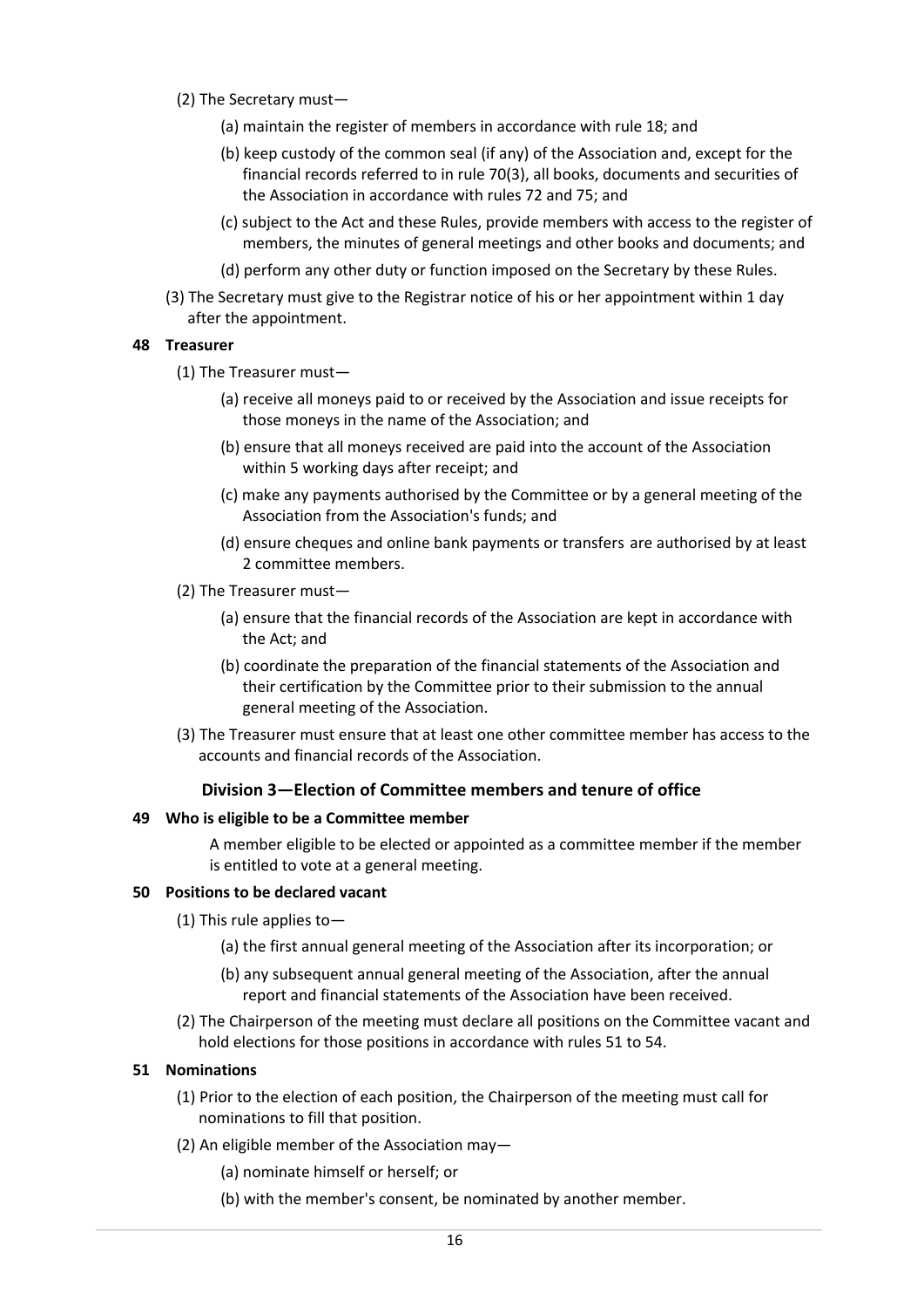(2) The Secretary must—

(a) maintain the register of members in accordance with rule 18; and

(b) keep custody of the common seal (if any) of the Association and, except for the financial records referred to in rule 70(3), all books, documents and securities of the Association in accordance with rules 72 and 75; and

(c) subject to the Act and these Rules, provide members with access to the register of members, the minutes of general meetings and other books and documents; and

(d) perform any other duty or function imposed on the Secretary by these Rules.

(3) The Secretary must give to the Registrar notice of his or her appointment within 1 day after the appointment.

**48 Treasurer**

(1) The Treasurer must—

(a) receive all moneys paid to or received by the Association and issue receipts for those moneys in the name of the Association; and

(b) ensure that all moneys received are paid into the account of the Association within 5 working days after receipt; and

(c) make any payments authorised by the Committee or by a general meeting of the Association from the Association's funds; and

(d) ensure cheques and online bank payments or transfers are authorised by at least 2 committee members.

(2) The Treasurer must—

(a) ensure that the financial records of the Association are kept in accordance with the Act; and

(b) coordinate the preparation of the financial statements of the Association and their certification by the Committee prior to their submission to the annual general meeting of the Association.

(3) The Treasurer must ensure that at least one other committee member has access to the accounts and financial records of the Association.

## Division 3—Election of Committee members and tenure of office

**49 Who is eligible to be a Committee member**

A member eligible to be elected or appointed as a committee member if the member is entitled to vote at a general meeting.

**50 Positions to be declared vacant**

(1) This rule applies to—

(a) the first annual general meeting of the Association after its incorporation; or

(b) any subsequent annual general meeting of the Association, after the annual report and financial statements of the Association have been received.

(2) The Chairperson of the meeting must declare all positions on the Committee vacant and hold elections for those positions in accordance with rules 51 to 54.

**51 Nominations**

(1) Prior to the election of each position, the Chairperson of the meeting must call for nominations to fill that position.

(2) An eligible member of the Association may—

(a) nominate himself or herself; or

(b) with the member's consent, be nominated by another member.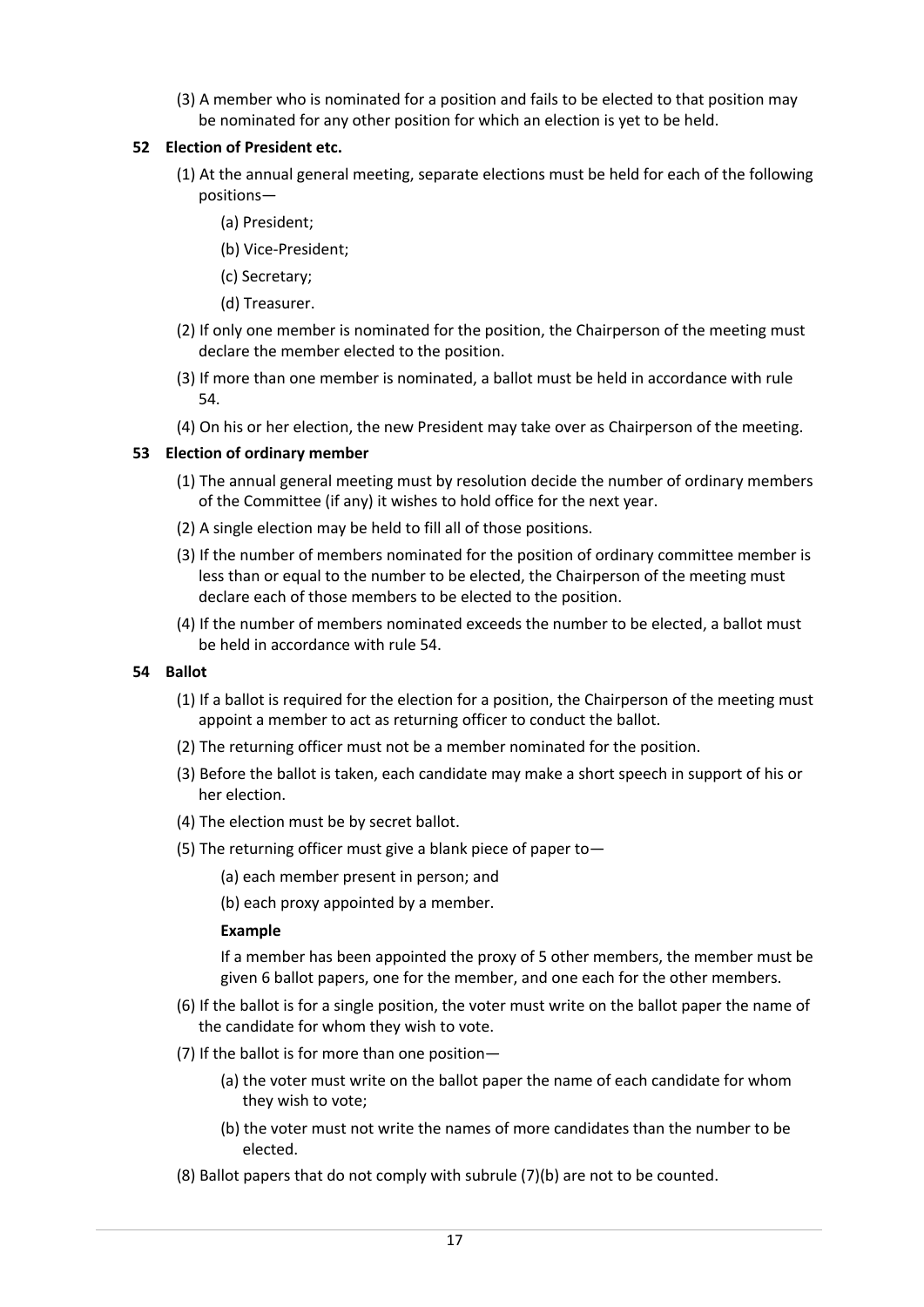(3) A member who is nominated for a position and fails to be elected to that position may be nominated for any other position for which an election is yet to be held.

### 52 Election of President etc.

(1) At the annual general meeting, separate elections must be held for each of the following positions—

(a) President;

(b) Vice-President;

(c) Secretary;

(d) Treasurer.

(2) If only one member is nominated for the position, the Chairperson of the meeting must declare the member elected to the position.

(3) If more than one member is nominated, a ballot must be held in accordance with rule 54.

(4) On his or her election, the new President may take over as Chairperson of the meeting.

### 53 Election of ordinary member

(1) The annual general meeting must by resolution decide the number of ordinary members of the Committee (if any) it wishes to hold office for the next year.

(2) A single election may be held to fill all of those positions.

(3) If the number of members nominated for the position of ordinary committee member is less than or equal to the number to be elected, the Chairperson of the meeting must declare each of those members to be elected to the position.

(4) If the number of members nominated exceeds the number to be elected, a ballot must be held in accordance with rule 54.

### 54 Ballot

(1) If a ballot is required for the election for a position, the Chairperson of the meeting must appoint a member to act as returning officer to conduct the ballot.

(2) The returning officer must not be a member nominated for the position.

(3) Before the ballot is taken, each candidate may make a short speech in support of his or her election.

(4) The election must be by secret ballot.

(5) The returning officer must give a blank piece of paper to—

(a) each member present in person; and

(b) each proxy appointed by a member.

**Example**

If a member has been appointed the proxy of 5 other members, the member must be given 6 ballot papers, one for the member, and one each for the other members.

(6) If the ballot is for a single position, the voter must write on the ballot paper the name of the candidate for whom they wish to vote.

(7) If the ballot is for more than one position—

(a) the voter must write on the ballot paper the name of each candidate for whom they wish to vote;

(b) the voter must not write the names of more candidates than the number to be elected.

(8) Ballot papers that do not comply with subrule (7)(b) are not to be counted.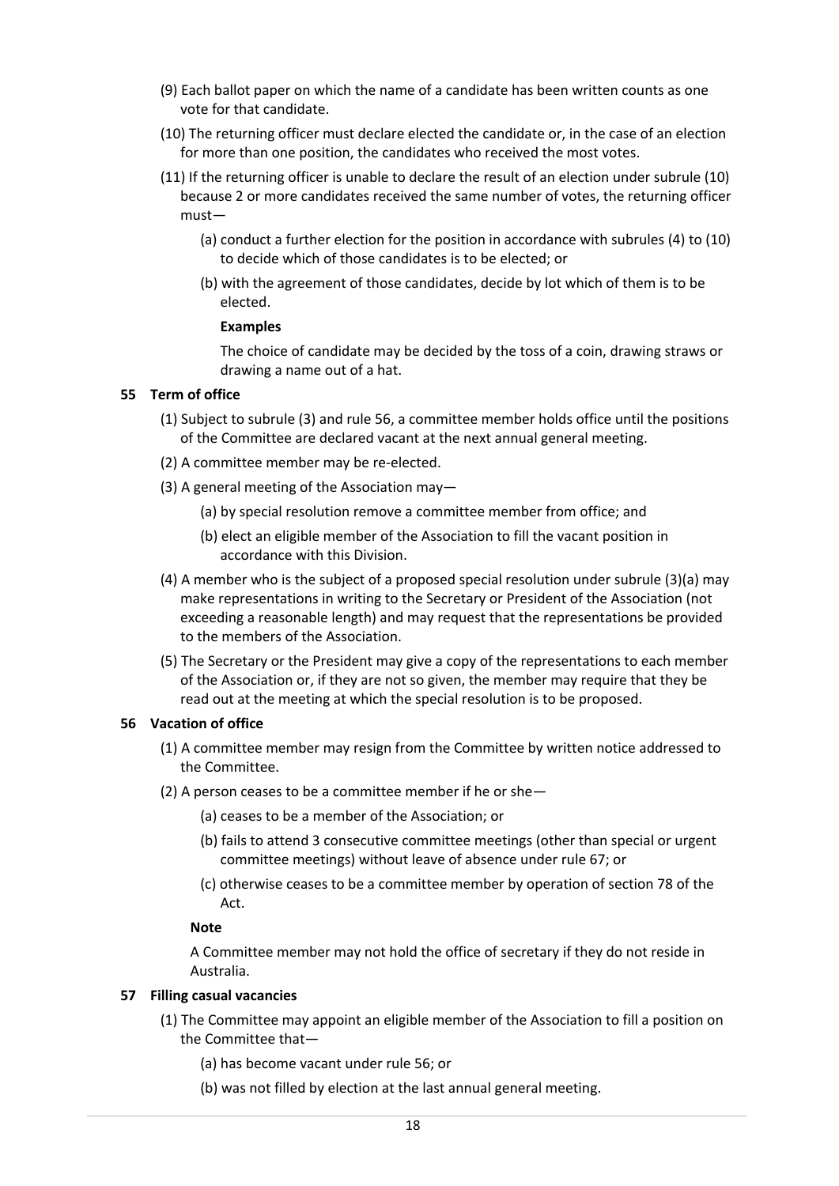(9) Each ballot paper on which the name of a candidate has been written counts as one vote for that candidate.

(10) The returning officer must declare elected the candidate or, in the case of an election for more than one position, the candidates who received the most votes.

(11) If the returning officer is unable to declare the result of an election under subrule (10) because 2 or more candidates received the same number of votes, the returning officer must—

(a) conduct a further election for the position in accordance with subrules (4) to (10) to decide which of those candidates is to be elected; or

(b) with the agreement of those candidates, decide by lot which of them is to be elected.

**Examples**

The choice of candidate may be decided by the toss of a coin, drawing straws or drawing a name out of a hat.

### 55 Term of office

(1) Subject to subrule (3) and rule 56, a committee member holds office until the positions of the Committee are declared vacant at the next annual general meeting.

(2) A committee member may be re-elected.

(3) A general meeting of the Association may—

(a) by special resolution remove a committee member from office; and

(b) elect an eligible member of the Association to fill the vacant position in accordance with this Division.

(4) A member who is the subject of a proposed special resolution under subrule (3)(a) may make representations in writing to the Secretary or President of the Association (not exceeding a reasonable length) and may request that the representations be provided to the members of the Association.

(5) The Secretary or the President may give a copy of the representations to each member of the Association or, if they are not so given, the member may require that they be read out at the meeting at which the special resolution is to be proposed.

### 56 Vacation of office

(1) A committee member may resign from the Committee by written notice addressed to the Committee.

(2) A person ceases to be a committee member if he or she—

(a) ceases to be a member of the Association; or

(b) fails to attend 3 consecutive committee meetings (other than special or urgent committee meetings) without leave of absence under rule 67; or

(c) otherwise ceases to be a committee member by operation of section 78 of the Act.

**Note**

A Committee member may not hold the office of secretary if they do not reside in Australia.

### 57 Filling casual vacancies

(1) The Committee may appoint an eligible member of the Association to fill a position on the Committee that—

(a) has become vacant under rule 56; or

(b) was not filled by election at the last annual general meeting.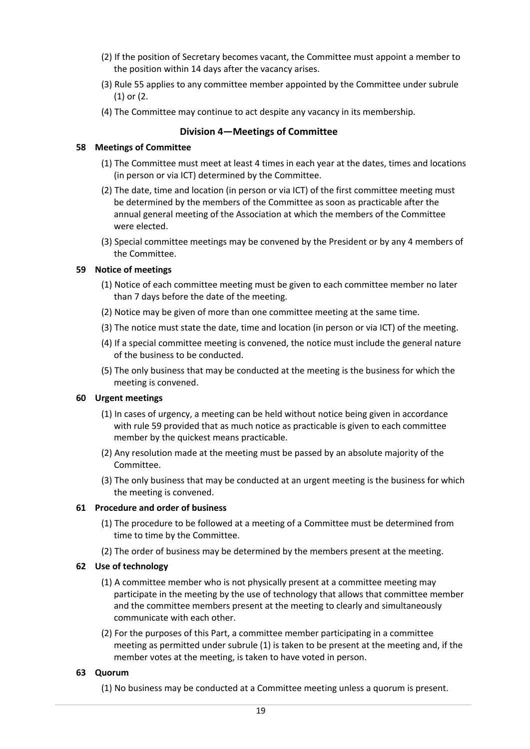(2) If the position of Secretary becomes vacant, the Committee must appoint a member to the position within 14 days after the vacancy arises.

(3) Rule 55 applies to any committee member appointed by the Committee under subrule (1) or (2.

(4) The Committee may continue to act despite any vacancy in its membership.

## Division 4—Meetings of Committee

### 58 Meetings of Committee

(1) The Committee must meet at least 4 times in each year at the dates, times and locations (in person or via ICT) determined by the Committee.

(2) The date, time and location (in person or via ICT) of the first committee meeting must be determined by the members of the Committee as soon as practicable after the annual general meeting of the Association at which the members of the Committee were elected.

(3) Special committee meetings may be convened by the President or by any 4 members of the Committee.

### 59 Notice of meetings

(1) Notice of each committee meeting must be given to each committee member no later than 7 days before the date of the meeting.

(2) Notice may be given of more than one committee meeting at the same time.

(3) The notice must state the date, time and location (in person or via ICT) of the meeting.

(4) If a special committee meeting is convened, the notice must include the general nature of the business to be conducted.

(5) The only business that may be conducted at the meeting is the business for which the meeting is convened.

### 60 Urgent meetings

(1) In cases of urgency, a meeting can be held without notice being given in accordance with rule 59 provided that as much notice as practicable is given to each committee member by the quickest means practicable.

(2) Any resolution made at the meeting must be passed by an absolute majority of the Committee.

(3) The only business that may be conducted at an urgent meeting is the business for which the meeting is convened.

### 61 Procedure and order of business

(1) The procedure to be followed at a meeting of a Committee must be determined from time to time by the Committee.

(2) The order of business may be determined by the members present at the meeting.

### 62 Use of technology

(1) A committee member who is not physically present at a committee meeting may participate in the meeting by the use of technology that allows that committee member and the committee members present at the meeting to clearly and simultaneously communicate with each other.

(2) For the purposes of this Part, a committee member participating in a committee meeting as permitted under subrule (1) is taken to be present at the meeting and, if the member votes at the meeting, is taken to have voted in person.

### 63 Quorum

(1) No business may be conducted at a Committee meeting unless a quorum is present.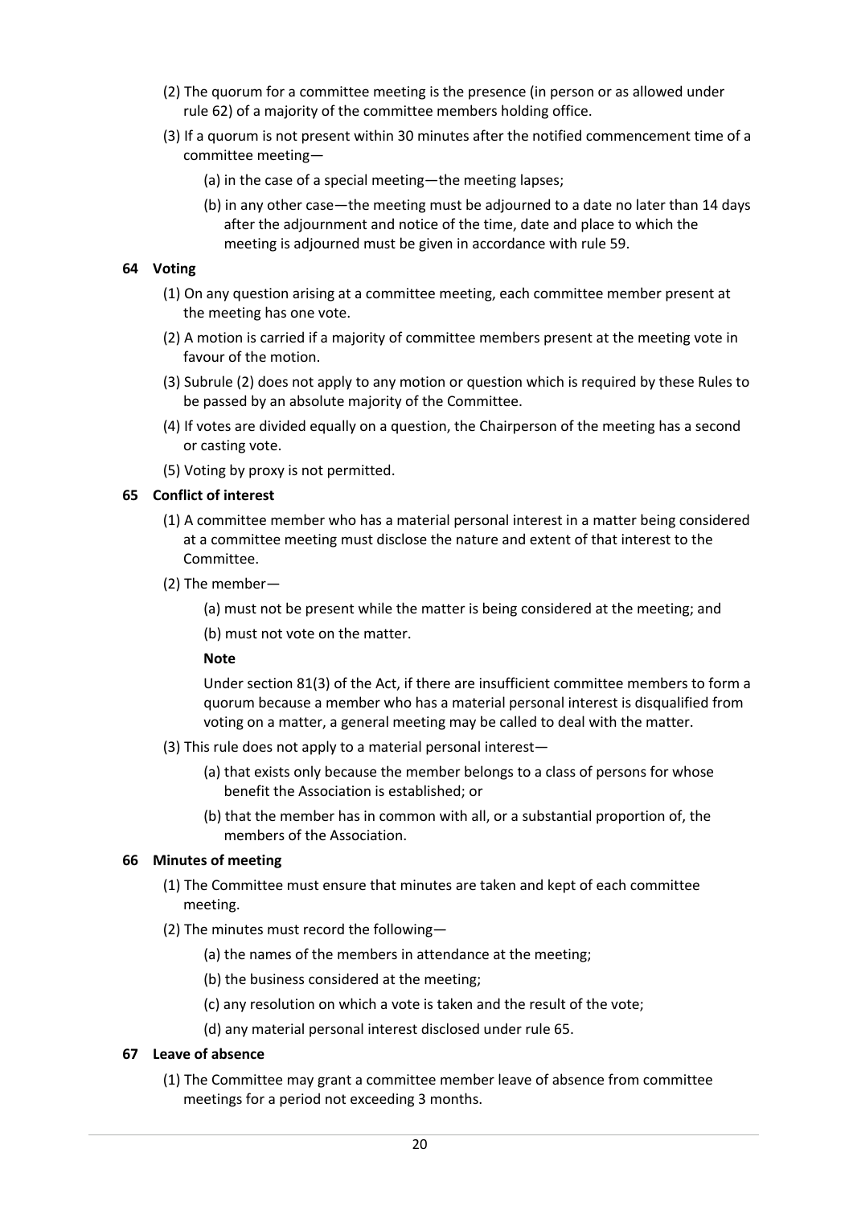(2) The quorum for a committee meeting is the presence (in person or as allowed under rule 62) of a majority of the committee members holding office.

(3) If a quorum is not present within 30 minutes after the notified commencement time of a committee meeting—

(a) in the case of a special meeting—the meeting lapses;

(b) in any other case—the meeting must be adjourned to a date no later than 14 days after the adjournment and notice of the time, date and place to which the meeting is adjourned must be given in accordance with rule 59.

**64 Voting**

(1) On any question arising at a committee meeting, each committee member present at the meeting has one vote.

(2) A motion is carried if a majority of committee members present at the meeting vote in favour of the motion.

(3) Subrule (2) does not apply to any motion or question which is required by these Rules to be passed by an absolute majority of the Committee.

(4) If votes are divided equally on a question, the Chairperson of the meeting has a second or casting vote.

(5) Voting by proxy is not permitted.

**65 Conflict of interest**

(1) A committee member who has a material personal interest in a matter being considered at a committee meeting must disclose the nature and extent of that interest to the Committee.

(2) The member—

(a) must not be present while the matter is being considered at the meeting; and

(b) must not vote on the matter.

**Note**

Under section 81(3) of the Act, if there are insufficient committee members to form a quorum because a member who has a material personal interest is disqualified from voting on a matter, a general meeting may be called to deal with the matter.

(3) This rule does not apply to a material personal interest—

(a) that exists only because the member belongs to a class of persons for whose benefit the Association is established; or

(b) that the member has in common with all, or a substantial proportion of, the members of the Association.

**66 Minutes of meeting**

(1) The Committee must ensure that minutes are taken and kept of each committee meeting.

(2) The minutes must record the following—

(a) the names of the members in attendance at the meeting;

(b) the business considered at the meeting;

(c) any resolution on which a vote is taken and the result of the vote;

(d) any material personal interest disclosed under rule 65.

**67 Leave of absence**

(1) The Committee may grant a committee member leave of absence from committee meetings for a period not exceeding 3 months.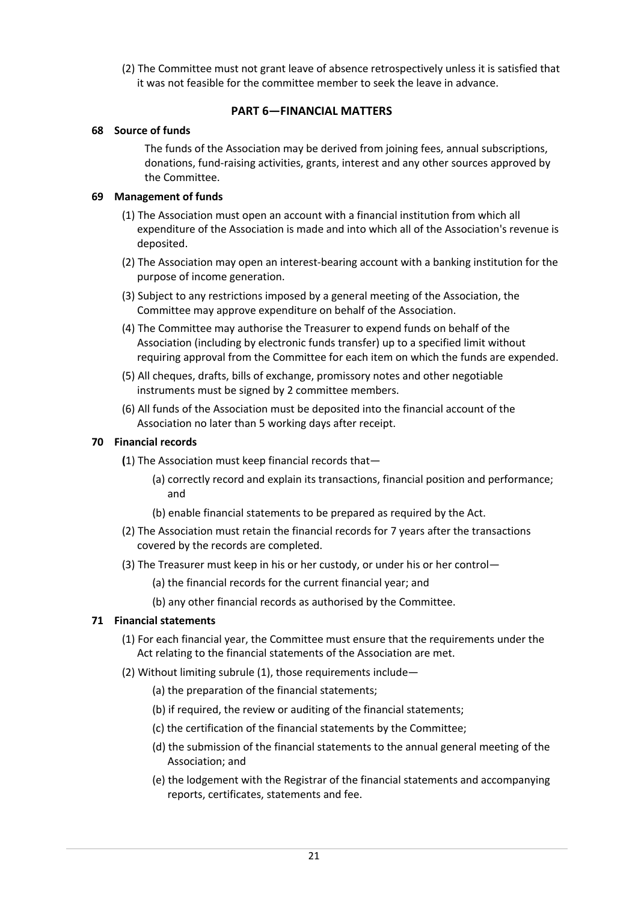(2) The Committee must not grant leave of absence retrospectively unless it is satisfied that it was not feasible for the committee member to seek the leave in advance.

## PART 6—FINANCIAL MATTERS

### 68 Source of funds

The funds of the Association may be derived from joining fees, annual subscriptions, donations, fund-raising activities, grants, interest and any other sources approved by the Committee.

### 69 Management of funds

(1) The Association must open an account with a financial institution from which all expenditure of the Association is made and into which all of the Association's revenue is deposited.

(2) The Association may open an interest-bearing account with a banking institution for the purpose of income generation.

(3) Subject to any restrictions imposed by a general meeting of the Association, the Committee may approve expenditure on behalf of the Association.

(4) The Committee may authorise the Treasurer to expend funds on behalf of the Association (including by electronic funds transfer) up to a specified limit without requiring approval from the Committee for each item on which the funds are expended.

(5) All cheques, drafts, bills of exchange, promissory notes and other negotiable instruments must be signed by 2 committee members.

(6) All funds of the Association must be deposited into the financial account of the Association no later than 5 working days after receipt.

### 70 Financial records

(1) The Association must keep financial records that—

(a) correctly record and explain its transactions, financial position and performance; and

(b) enable financial statements to be prepared as required by the Act.

(2) The Association must retain the financial records for 7 years after the transactions covered by the records are completed.

(3) The Treasurer must keep in his or her custody, or under his or her control—

(a) the financial records for the current financial year; and

(b) any other financial records as authorised by the Committee.

### 71 Financial statements

(1) For each financial year, the Committee must ensure that the requirements under the Act relating to the financial statements of the Association are met.

(2) Without limiting subrule (1), those requirements include—

(a) the preparation of the financial statements;

(b) if required, the review or auditing of the financial statements;

(c) the certification of the financial statements by the Committee;

(d) the submission of the financial statements to the annual general meeting of the Association; and

(e) the lodgement with the Registrar of the financial statements and accompanying reports, certificates, statements and fee.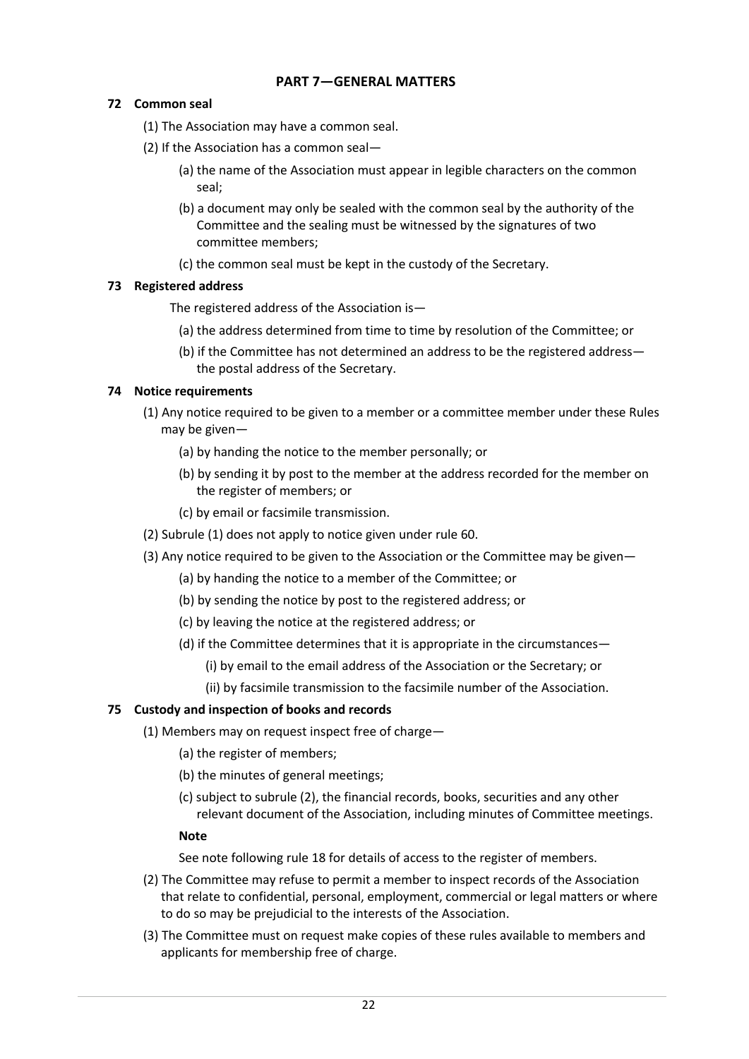## PART 7—GENERAL MATTERS

### 72 Common seal

(1) The Association may have a common seal.

(2) If the Association has a common seal—

(a) the name of the Association must appear in legible characters on the common seal;

(b) a document may only be sealed with the common seal by the authority of the Committee and the sealing must be witnessed by the signatures of two committee members;

(c) the common seal must be kept in the custody of the Secretary.

### 73 Registered address

The registered address of the Association is—

(a) the address determined from time to time by resolution of the Committee; or

(b) if the Committee has not determined an address to be the registered address—the postal address of the Secretary.

### 74 Notice requirements

(1) Any notice required to be given to a member or a committee member under these Rules may be given—

(a) by handing the notice to the member personally; or

(b) by sending it by post to the member at the address recorded for the member on the register of members; or

(c) by email or facsimile transmission.

(2) Subrule (1) does not apply to notice given under rule 60.

(3) Any notice required to be given to the Association or the Committee may be given—

(a) by handing the notice to a member of the Committee; or

(b) by sending the notice by post to the registered address; or

(c) by leaving the notice at the registered address; or

(d) if the Committee determines that it is appropriate in the circumstances—

(i) by email to the email address of the Association or the Secretary; or

(ii) by facsimile transmission to the facsimile number of the Association.

### 75 Custody and inspection of books and records

(1) Members may on request inspect free of charge—

(a) the register of members;

(b) the minutes of general meetings;

(c) subject to subrule (2), the financial records, books, securities and any other relevant document of the Association, including minutes of Committee meetings.

**Note**

See note following rule 18 for details of access to the register of members.

(2) The Committee may refuse to permit a member to inspect records of the Association that relate to confidential, personal, employment, commercial or legal matters or where to do so may be prejudicial to the interests of the Association.

(3) The Committee must on request make copies of these rules available to members and applicants for membership free of charge.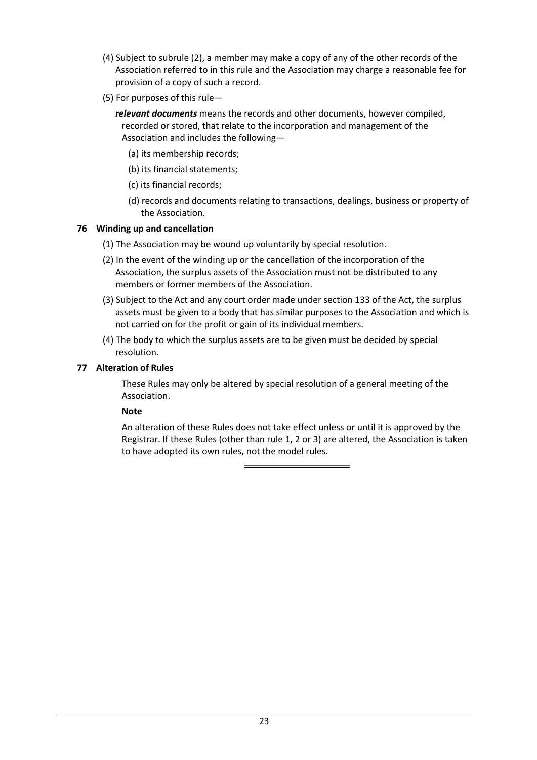(4) Subject to subrule (2), a member may make a copy of any of the other records of the Association referred to in this rule and the Association may charge a reasonable fee for provision of a copy of such a record.

(5) For purposes of this rule—

***relevant documents*** means the records and other documents, however compiled, recorded or stored, that relate to the incorporation and management of the Association and includes the following—

(a) its membership records;

(b) its financial statements;

(c) its financial records;

(d) records and documents relating to transactions, dealings, business or property of the Association.

**76 Winding up and cancellation**

(1) The Association may be wound up voluntarily by special resolution.

(2) In the event of the winding up or the cancellation of the incorporation of the Association, the surplus assets of the Association must not be distributed to any members or former members of the Association.

(3) Subject to the Act and any court order made under section 133 of the Act, the surplus assets must be given to a body that has similar purposes to the Association and which is not carried on for the profit or gain of its individual members.

(4) The body to which the surplus assets are to be given must be decided by special resolution.

**77 Alteration of Rules**

These Rules may only be altered by special resolution of a general meeting of the Association.

**Note**

An alteration of these Rules does not take effect unless or until it is approved by the Registrar. If these Rules (other than rule 1, 2 or 3) are altered, the Association is taken to have adopted its own rules, not the model rules.